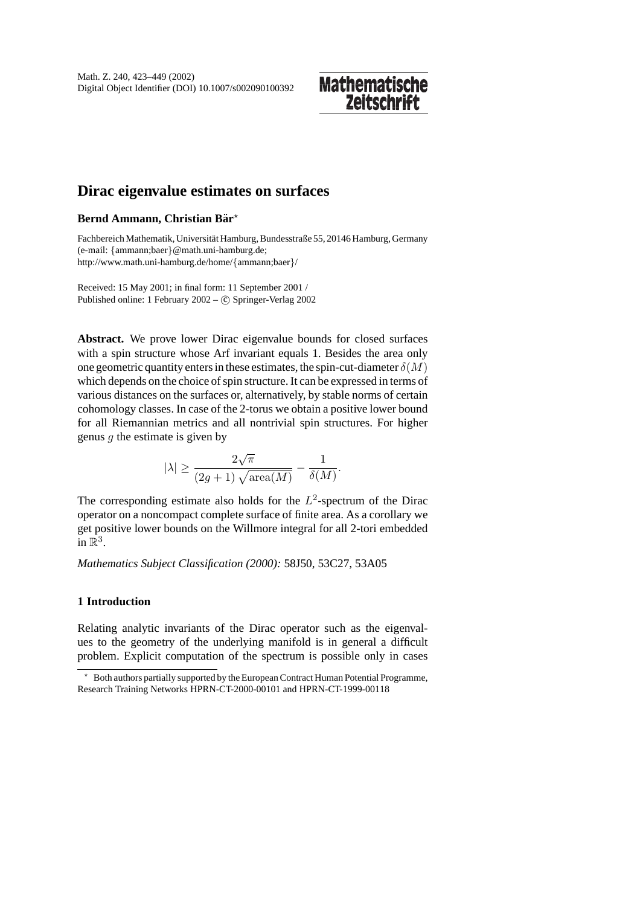# Dirac eigenvalue estimates on surfaces

**Bernd Ammann, Christian Bär**[⋆]

Fachbereich Mathematik, Universität Hamburg, Bundesstraße 55, 20146 Hamburg, Germany
(e-mail: {ammann;baer}@math.uni-hamburg.de;
http://www.math.uni-hamburg.de/home/{ammann;baer}/

Received: 15 May 2001; in final form: 11 September 2001 /
Published online: 1 February 2002 – © Springer-Verlag 2002

**Abstract.** We prove lower Dirac eigenvalue bounds for closed surfaces with a spin structure whose Arf invariant equals 1. Besides the area only one geometric quantity enters in these estimates, the spin-cut-diameter $\delta(M)$ which depends on the choice of spin structure. It can be expressed in terms of various distances on the surfaces or, alternatively, by stable norms of certain cohomology classes. In case of the 2-torus we obtain a positive lower bound for all Riemannian metrics and all nontrivial spin structures. For higher genus $g$ the estimate is given by

$$|\lambda| \geq \frac{2\sqrt{\pi}}{(2g+1)\sqrt{\mathrm{area}(M)}} - \frac{1}{\delta(M)}.$$

The corresponding estimate also holds for the $L^2$-spectrum of the Dirac operator on a noncompact complete surface of finite area. As a corollary we get positive lower bounds on the Willmore integral for all 2-tori embedded in $\mathbb{R}^3$.

*Mathematics Subject Classification (2000):* 58J50, 53C27, 53A05

## 1 Introduction

Relating analytic invariants of the Dirac operator such as the eigenvalues to the geometry of the underlying manifold is in general a difficult problem. Explicit computation of the spectrum is possible only in cases

[⋆] Both authors partially supported by the European Contract Human Potential Programme, Research Training Networks HPRN-CT-2000-00101 and HPRN-CT-1999-00118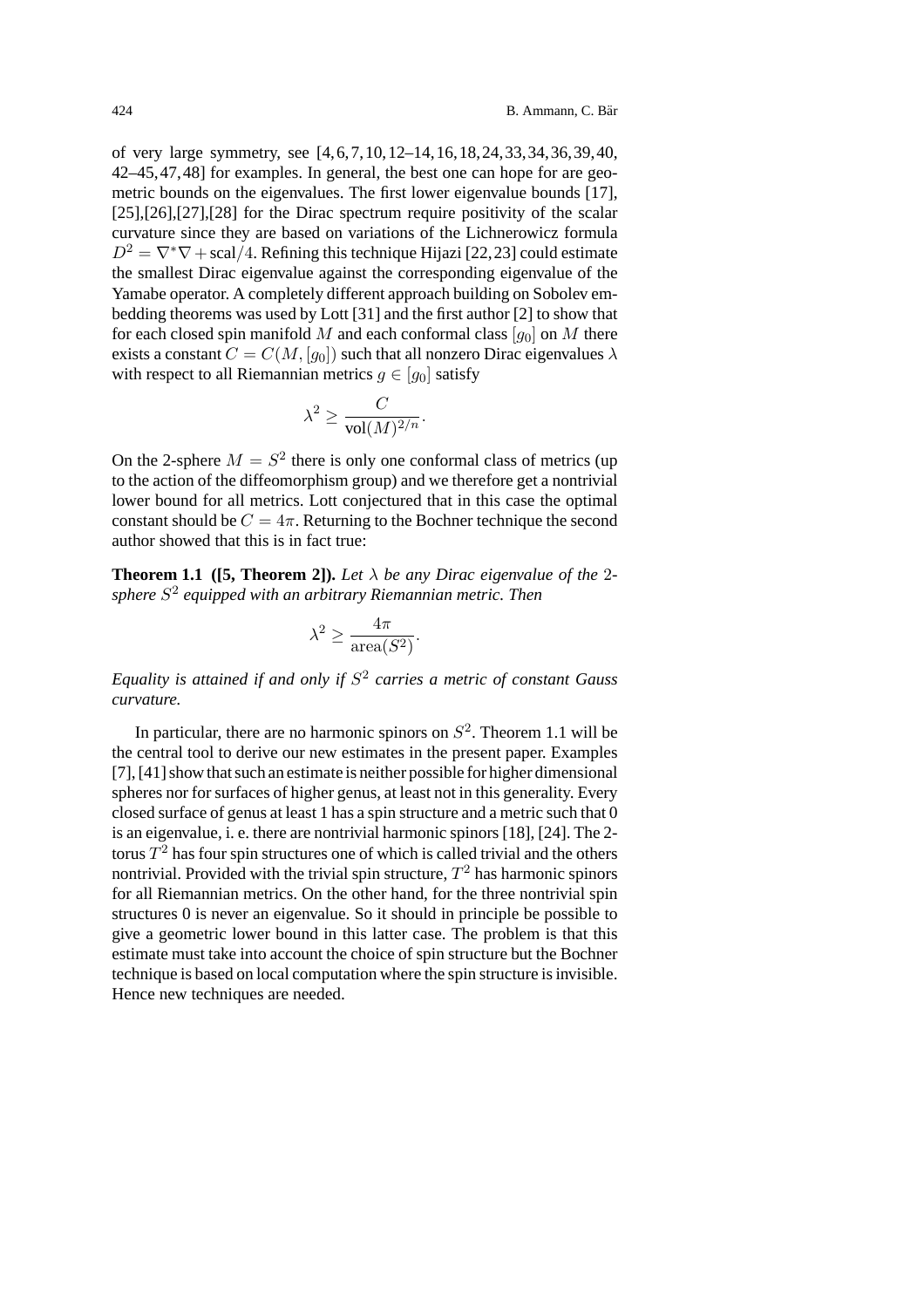of very large symmetry, see [4,6,7,10,12–14,16,18,24,33,34,36,39,40, 42–45,47,48] for examples. In general, the best one can hope for are geometric bounds on the eigenvalues. The first lower eigenvalue bounds [17], [25],[26],[27],[28] for the Dirac spectrum require positivity of the scalar curvature since they are based on variations of the Lichnerowicz formula $D^2 = \nabla^*\nabla + \mathrm{scal}/4$. Refining this technique Hijazi [22,23] could estimate the smallest Dirac eigenvalue against the corresponding eigenvalue of the Yamabe operator. A completely different approach building on Sobolev embedding theorems was used by Lott [31] and the first author [2] to show that for each closed spin manifold $M$ and each conformal class $[g_0]$ on $M$ there exists a constant $C = C(M,[g_0])$ such that all nonzero Dirac eigenvalues $\lambda$ with respect to all Riemannian metrics $g \in [g_0]$ satisfy

$$\lambda^2 \geq \frac{C}{\mathrm{vol}(M)^{2/n}}.$$

On the 2-sphere $M = S^2$ there is only one conformal class of metrics (up to the action of the diffeomorphism group) and we therefore get a nontrivial lower bound for all metrics. Lott conjectured that in this case the optimal constant should be $C = 4\pi$. Returning to the Bochner technique the second author showed that this is in fact true:

**Theorem 1.1 ([5, Theorem 2]).** *Let $\lambda$ be any Dirac eigenvalue of the 2-sphere $S^2$ equipped with an arbitrary Riemannian metric. Then*

$$\lambda^2 \geq \frac{4\pi}{\mathrm{area}(S^2)}.$$

*Equality is attained if and only if $S^2$ carries a metric of constant Gauss curvature.*

In particular, there are no harmonic spinors on $S^2$. Theorem 1.1 will be the central tool to derive our new estimates in the present paper. Examples [7], [41] show that such an estimate is neither possible for higher dimensional spheres nor for surfaces of higher genus, at least not in this generality. Every closed surface of genus at least 1 has a spin structure and a metric such that 0 is an eigenvalue, i. e. there are nontrivial harmonic spinors [18], [24]. The 2-torus $T^2$ has four spin structures one of which is called trivial and the others nontrivial. Provided with the trivial spin structure, $T^2$ has harmonic spinors for all Riemannian metrics. On the other hand, for the three nontrivial spin structures 0 is never an eigenvalue. So it should in principle be possible to give a geometric lower bound in this latter case. The problem is that this estimate must take into account the choice of spin structure but the Bochner technique is based on local computation where the spin structure is invisible. Hence new techniques are needed.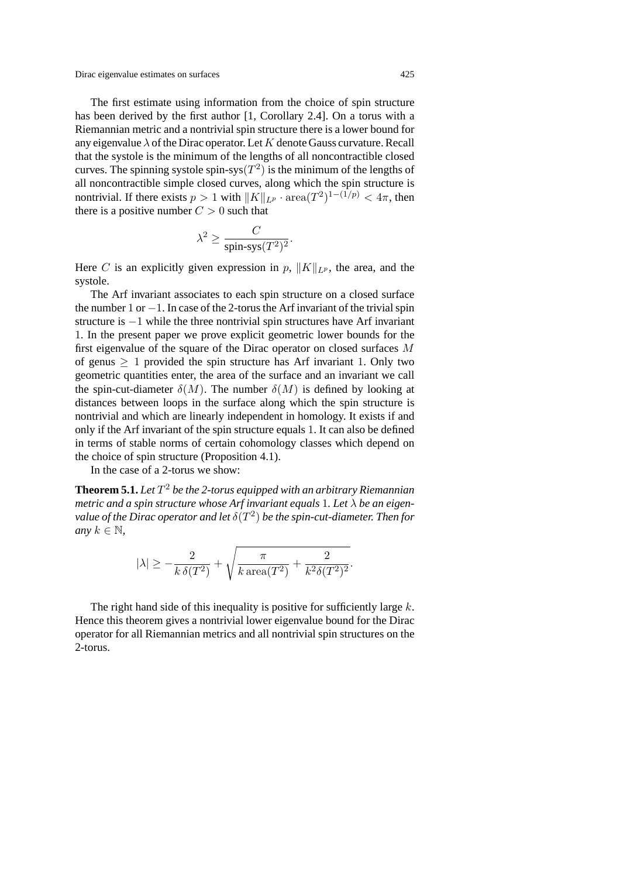The first estimate using information from the choice of spin structure has been derived by the first author [1, Corollary 2.4]. On a torus with a Riemannian metric and a nontrivial spin structure there is a lower bound for any eigenvalue $\lambda$ of the Dirac operator. Let $K$ denote Gauss curvature. Recall that the systole is the minimum of the lengths of all noncontractible closed curves. The spinning systole spin-sys$(T^2)$ is the minimum of the lengths of all noncontractible simple closed curves, along which the spin structure is nontrivial. If there exists $p > 1$ with $\|K\|_{L^p} \cdot \mathrm{area}(T^2)^{1-(1/p)} < 4\pi$, then there is a positive number $C > 0$ such that

$$\lambda^2 \geq \frac{C}{\text{spin-sys}(T^2)^2}.$$

Here $C$ is an explicitly given expression in $p$, $\|K\|_{L^p}$, the area, and the systole.

The Arf invariant associates to each spin structure on a closed surface the number $1$ or $-1$. In case of the 2-torus the Arf invariant of the trivial spin structure is $-1$ while the three nontrivial spin structures have Arf invariant $1$. In the present paper we prove explicit geometric lower bounds for the first eigenvalue of the square of the Dirac operator on closed surfaces $M$ of genus $\geq 1$ provided the spin structure has Arf invariant $1$. Only two geometric quantities enter, the area of the surface and an invariant we call the spin-cut-diameter $\delta(M)$. The number $\delta(M)$ is defined by looking at distances between loops in the surface along which the spin structure is nontrivial and which are linearly independent in homology. It exists if and only if the Arf invariant of the spin structure equals $1$. It can also be defined in terms of stable norms of certain cohomology classes which depend on the choice of spin structure (Proposition 4.1).

In the case of a 2-torus we show:

**Theorem 5.1.** *Let $T^2$ be the 2-torus equipped with an arbitrary Riemannian metric and a spin structure whose Arf invariant equals $1$. Let $\lambda$ be an eigenvalue of the Dirac operator and let $\delta(T^2)$ be the spin-cut-diameter. Then for any $k \in \mathbb{N}$,*

$$|\lambda| \geq -\frac{2}{k\,\delta(T^2)} + \sqrt{\frac{\pi}{k\,\mathrm{area}(T^2)} + \frac{2}{k^2\delta(T^2)^2}}.$$

The right hand side of this inequality is positive for sufficiently large $k$. Hence this theorem gives a nontrivial lower eigenvalue bound for the Dirac operator for all Riemannian metrics and all nontrivial spin structures on the 2-torus.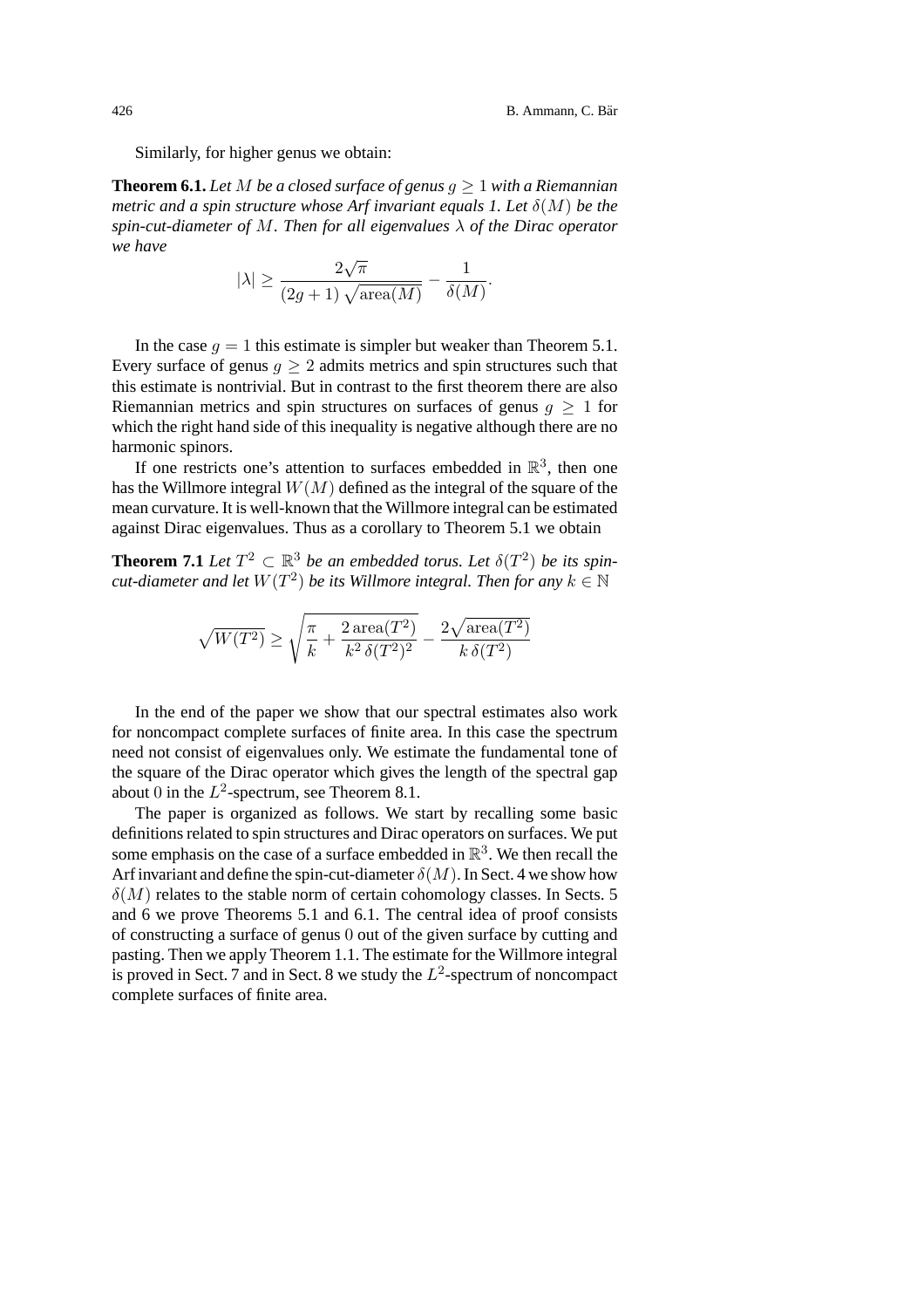Similarly, for higher genus we obtain:

**Theorem 6.1.** *Let $M$ be a closed surface of genus $g \geq 1$ with a Riemannian metric and a spin structure whose Arf invariant equals 1. Let $\delta(M)$ be the spin-cut-diameter of $M$. Then for all eigenvalues $\lambda$ of the Dirac operator we have*

$$|\lambda| \geq \frac{2\sqrt{\pi}}{(2g+1)\sqrt{\operatorname{area}(M)}} - \frac{1}{\delta(M)}.$$

In the case $g = 1$ this estimate is simpler but weaker than Theorem 5.1. Every surface of genus $g \geq 2$ admits metrics and spin structures such that this estimate is nontrivial. But in contrast to the first theorem there are also Riemannian metrics and spin structures on surfaces of genus $g \geq 1$ for which the right hand side of this inequality is negative although there are no harmonic spinors.

If one restricts one's attention to surfaces embedded in $\mathbb{R}^3$, then one has the Willmore integral $W(M)$ defined as the integral of the square of the mean curvature. It is well-known that the Willmore integral can be estimated against Dirac eigenvalues. Thus as a corollary to Theorem 5.1 we obtain

**Theorem 7.1** *Let $T^2 \subset \mathbb{R}^3$ be an embedded torus. Let $\delta(T^2)$ be its spin-cut-diameter and let $W(T^2)$ be its Willmore integral. Then for any $k \in \mathbb{N}$*

$$\sqrt{W(T^2)} \geq \sqrt{\frac{\pi}{k} + \frac{2\operatorname{area}(T^2)}{k^2\,\delta(T^2)^2}} - \frac{2\sqrt{\operatorname{area}(T^2)}}{k\,\delta(T^2)}$$

In the end of the paper we show that our spectral estimates also work for noncompact complete surfaces of finite area. In this case the spectrum need not consist of eigenvalues only. We estimate the fundamental tone of the square of the Dirac operator which gives the length of the spectral gap about $0$ in the $L^2$-spectrum, see Theorem 8.1.

The paper is organized as follows. We start by recalling some basic definitions related to spin structures and Dirac operators on surfaces. We put some emphasis on the case of a surface embedded in $\mathbb{R}^3$. We then recall the Arf invariant and define the spin-cut-diameter $\delta(M)$. In Sect. 4 we show how $\delta(M)$ relates to the stable norm of certain cohomology classes. In Sects. 5 and 6 we prove Theorems 5.1 and 6.1. The central idea of proof consists of constructing a surface of genus $0$ out of the given surface by cutting and pasting. Then we apply Theorem 1.1. The estimate for the Willmore integral is proved in Sect. 7 and in Sect. 8 we study the $L^2$-spectrum of noncompact complete surfaces of finite area.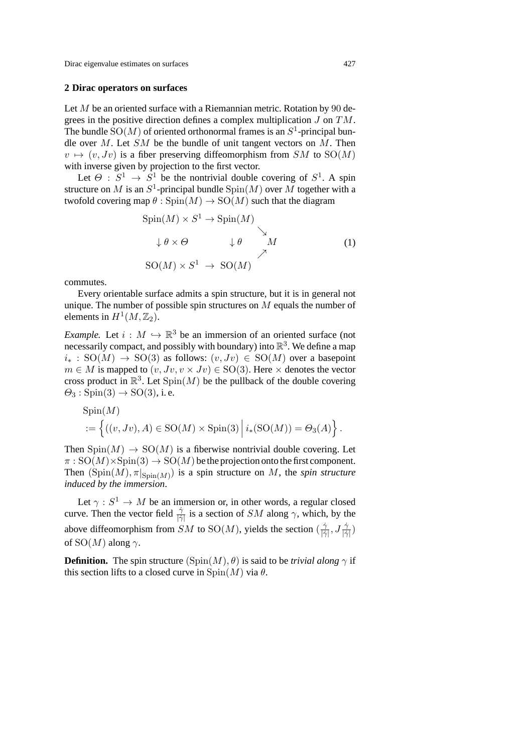## 2 Dirac operators on surfaces

Let $M$ be an oriented surface with a Riemannian metric. Rotation by $90$ degrees in the positive direction defines a complex multiplication $J$ on $TM$. The bundle $\mathrm{SO}(M)$ of oriented orthonormal frames is an $S^1$-principal bundle over $M$. Let $SM$ be the bundle of unit tangent vectors on $M$. Then $v \mapsto (v, Jv)$ is a fiber preserving diffeomorphism from $SM$ to $\mathrm{SO}(M)$ with inverse given by projection to the first vector.

Let $\Theta : S^1 \to S^1$ be the nontrivial double covering of $S^1$. A spin structure on $M$ is an $S^1$-principal bundle $\mathrm{Spin}(M)$ over $M$ together with a twofold covering map $\theta : \mathrm{Spin}(M) \to \mathrm{SO}(M)$ such that the diagram

$$\begin{array}{ccccc} \mathrm{Spin}(M) \times S^1 & \to & \mathrm{Spin}(M) & & \\ & & & \searrow & \\ \downarrow \theta \times \Theta & & \downarrow \theta & & M \\ & & & \nearrow & \\ \mathrm{SO}(M) \times S^1 & \to & \mathrm{SO}(M) & & \end{array} \tag{1}$$

commutes.

Every orientable surface admits a spin structure, but it is in general not unique. The number of possible spin structures on $M$ equals the number of elements in $H^1(M, \mathbb{Z}_2)$.

*Example.* Let $i : M \hookrightarrow \mathbb{R}^3$ be an immersion of an oriented surface (not necessarily compact, and possibly with boundary) into $\mathbb{R}^3$. We define a map $i_* : \mathrm{SO}(M) \to \mathrm{SO}(3)$ as follows: $(v, Jv) \in \mathrm{SO}(M)$ over a basepoint $m \in M$ is mapped to $(v, Jv, v \times Jv) \in \mathrm{SO}(3)$. Here $\times$ denotes the vector cross product in $\mathbb{R}^3$. Let $\mathrm{Spin}(M)$ be the pullback of the double covering $\Theta_3 : \mathrm{Spin}(3) \to \mathrm{SO}(3)$, i. e.

$$\mathrm{Spin}(M) := \left\{ ((v, Jv), A) \in \mathrm{SO}(M) \times \mathrm{Spin}(3) \,\middle|\, i_*(\mathrm{SO}(M)) = \Theta_3(A) \right\}.$$

Then $\mathrm{Spin}(M) \to \mathrm{SO}(M)$ is a fiberwise nontrivial double covering. Let $\pi : \mathrm{SO}(M) \times \mathrm{Spin}(3) \to \mathrm{SO}(M)$ be the projection onto the first component. Then $(\mathrm{Spin}(M), \pi|_{\mathrm{Spin}(M)})$ is a spin structure on $M$, the *spin structure induced by the immersion*.

Let $\gamma : S^1 \to M$ be an immersion or, in other words, a regular closed curve. Then the vector field $\frac{\dot\gamma}{|\dot\gamma|}$ is a section of $SM$ along $\gamma$, which, by the above diffeomorphism from $SM$ to $\mathrm{SO}(M)$, yields the section $(\frac{\dot\gamma}{|\dot\gamma|}, J\frac{\dot\gamma}{|\dot\gamma|})$ of $\mathrm{SO}(M)$ along $\gamma$.

**Definition.** The spin structure $(\mathrm{Spin}(M), \theta)$ is said to be *trivial along* $\gamma$ if this section lifts to a closed curve in $\mathrm{Spin}(M)$ via $\theta$.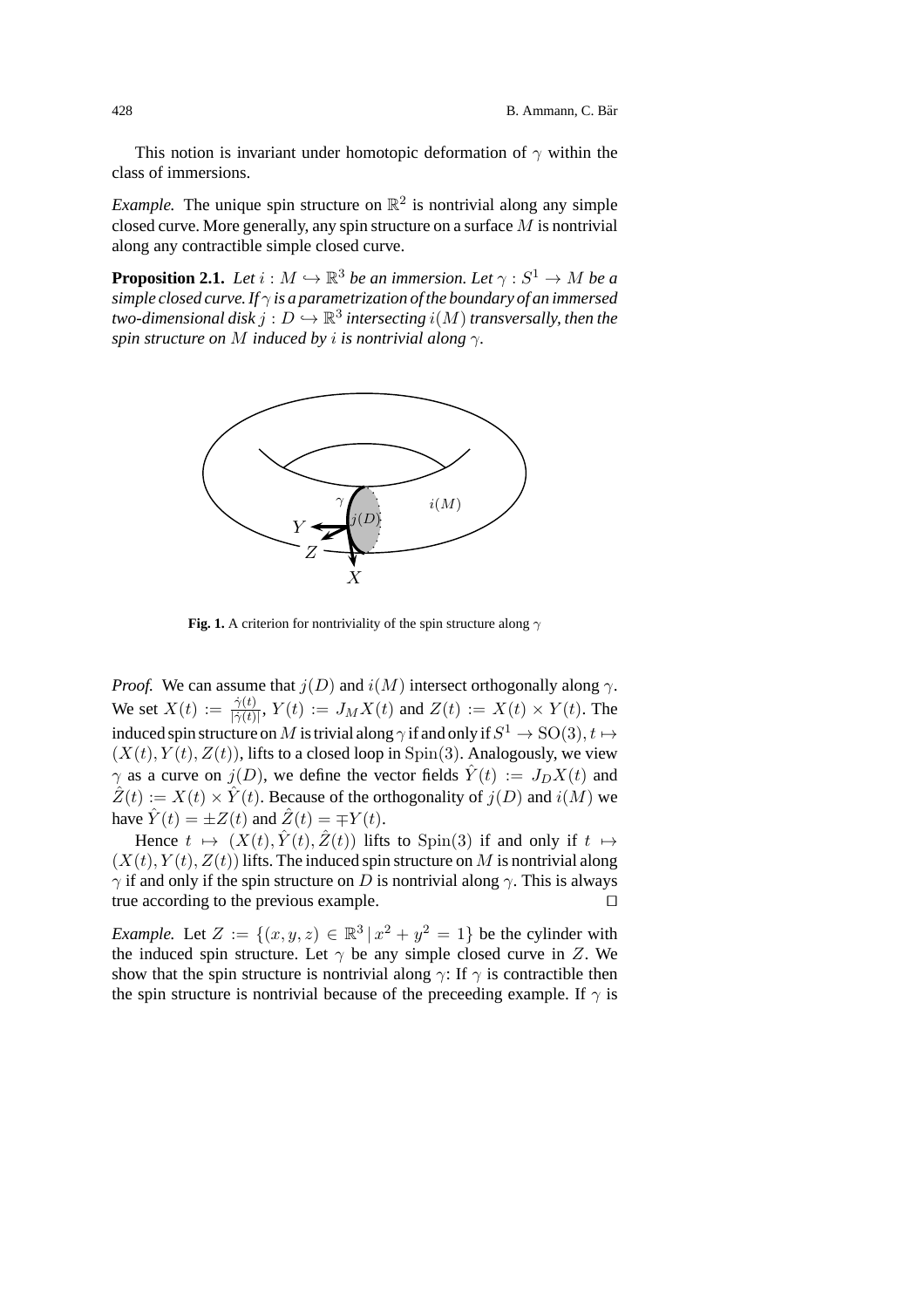This notion is invariant under homotopic deformation of $\gamma$ within the class of immersions.

*Example.* The unique spin structure on $\mathbb{R}^2$ is nontrivial along any simple closed curve. More generally, any spin structure on a surface $M$ is nontrivial along any contractible simple closed curve.

**Proposition 2.1.** *Let $i : M \hookrightarrow \mathbb{R}^3$ be an immersion. Let $\gamma : S^1 \to M$ be a simple closed curve. If $\gamma$ is a parametrization of the boundary of an immersed two-dimensional disk $j : D \hookrightarrow \mathbb{R}^3$ intersecting $i(M)$ transversally, then the spin structure on $M$ induced by $i$ is nontrivial along $\gamma$.*

**Fig. 1.** A criterion for nontriviality of the spin structure along $\gamma$

*Proof.* We can assume that $j(D)$ and $i(M)$ intersect orthogonally along $\gamma$. We set $X(t) := \frac{\dot\gamma(t)}{|\dot\gamma(t)|}$, $Y(t) := J_M X(t)$ and $Z(t) := X(t) \times Y(t)$. The induced spin structure on $M$ is trivial along $\gamma$ if and only if $S^1 \to \mathrm{SO}(3)$, $t \mapsto (X(t), Y(t), Z(t))$, lifts to a closed loop in $\mathrm{Spin}(3)$. Analogously, we view $\gamma$ as a curve on $j(D)$, we define the vector fields $\hat{Y}(t) := J_D X(t)$ and $\hat{Z}(t) := X(t) \times \hat{Y}(t)$. Because of the orthogonality of $j(D)$ and $i(M)$ we have $\hat{Y}(t) = \pm Z(t)$ and $\hat{Z}(t) = \mp Y(t)$.

Hence $t \mapsto (X(t), \hat{Y}(t), \hat{Z}(t))$ lifts to $\mathrm{Spin}(3)$ if and only if $t \mapsto (X(t), Y(t), Z(t))$ lifts. The induced spin structure on $M$ is nontrivial along $\gamma$ if and only if the spin structure on $D$ is nontrivial along $\gamma$. This is always true according to the previous example. □

*Example.* Let $Z := \{(x, y, z) \in \mathbb{R}^3 \,|\, x^2 + y^2 = 1\}$ be the cylinder with the induced spin structure. Let $\gamma$ be any simple closed curve in $Z$. We show that the spin structure is nontrivial along $\gamma$: If $\gamma$ is contractible then the spin structure is nontrivial because of the preceeding example. If $\gamma$ is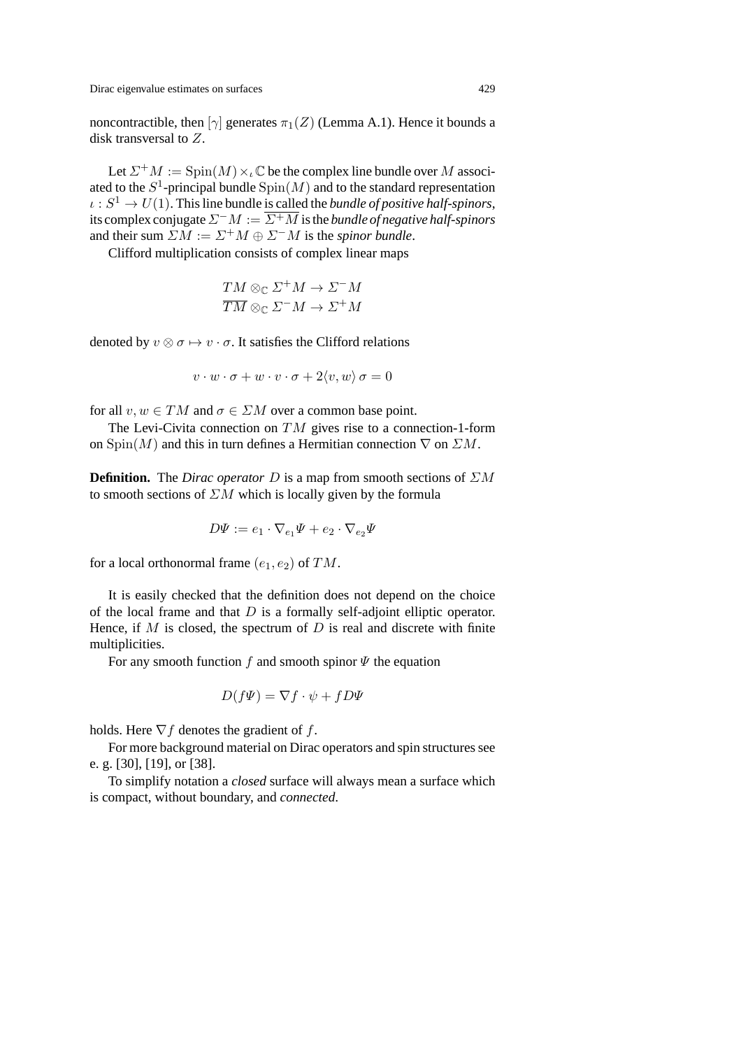noncontractible, then $[\gamma]$ generates $\pi_1(Z)$ (Lemma A.1). Hence it bounds a disk transversal to $Z$.

Let $\Sigma^+M := \mathrm{Spin}(M) \times_\iota \mathbb{C}$ be the complex line bundle over $M$ associated to the $S^1$-principal bundle $\mathrm{Spin}(M)$ and to the standard representation $\iota : S^1 \to U(1)$. This line bundle is called the *bundle of positive half-spinors*, its complex conjugate $\Sigma^-M := \overline{\Sigma^+M}$ is the *bundle of negative half-spinors* and their sum $\Sigma M := \Sigma^+M \oplus \Sigma^-M$ is the *spinor bundle*.

Clifford multiplication consists of complex linear maps

$$
\begin{aligned}
TM \otimes_{\mathbb{C}} \Sigma^+M &\to \Sigma^-M \\
\overline{TM} \otimes_{\mathbb{C}} \Sigma^-M &\to \Sigma^+M
\end{aligned}
$$

denoted by $v \otimes \sigma \mapsto v \cdot \sigma$. It satisfies the Clifford relations

$$
v \cdot w \cdot \sigma + w \cdot v \cdot \sigma + 2\langle v, w\rangle \,\sigma = 0
$$

for all $v, w \in TM$ and $\sigma \in \Sigma M$ over a common base point.

The Levi-Civita connection on $TM$ gives rise to a connection-1-form on $\mathrm{Spin}(M)$ and this in turn defines a Hermitian connection $\nabla$ on $\Sigma M$.

**Definition.** The *Dirac operator* $D$ is a map from smooth sections of $\Sigma M$ to smooth sections of $\Sigma M$ which is locally given by the formula

$$
D\Psi := e_1 \cdot \nabla_{e_1}\Psi + e_2 \cdot \nabla_{e_2}\Psi
$$

for a local orthonormal frame $(e_1, e_2)$ of $TM$.

It is easily checked that the definition does not depend on the choice of the local frame and that $D$ is a formally self-adjoint elliptic operator. Hence, if $M$ is closed, the spectrum of $D$ is real and discrete with finite multiplicities.

For any smooth function $f$ and smooth spinor $\Psi$ the equation

$$
D(f\Psi) = \nabla f \cdot \psi + fD\Psi
$$

holds. Here $\nabla f$ denotes the gradient of $f$.

For more background material on Dirac operators and spin structures see e. g. [30], [19], or [38].

To simplify notation a *closed* surface will always mean a surface which is compact, without boundary, and *connected*.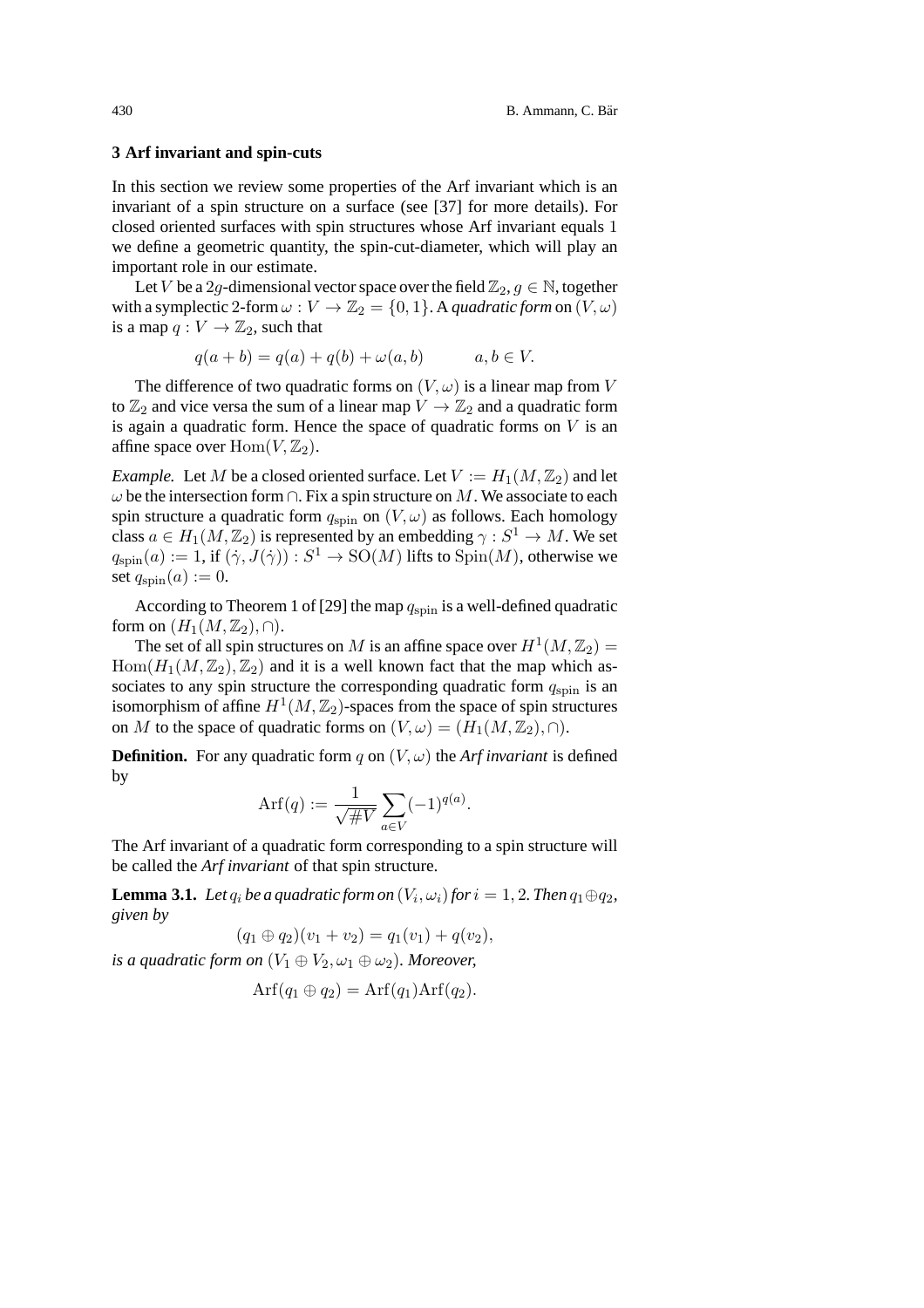## 3 Arf invariant and spin-cuts

In this section we review some properties of the Arf invariant which is an invariant of a spin structure on a surface (see [37] for more details). For closed oriented surfaces with spin structures whose Arf invariant equals 1 we define a geometric quantity, the spin-cut-diameter, which will play an important role in our estimate.

Let $V$ be a $2g$-dimensional vector space over the field $\mathbb{Z}_2$, $g \in \mathbb{N}$, together with a symplectic 2-form $\omega : V \to \mathbb{Z}_2 = \{0,1\}$. A *quadratic form* on $(V,\omega)$ is a map $q : V \to \mathbb{Z}_2$, such that

$$q(a+b) = q(a) + q(b) + \omega(a,b) \qquad a, b \in V.$$

The difference of two quadratic forms on $(V,\omega)$ is a linear map from $V$ to $\mathbb{Z}_2$ and vice versa the sum of a linear map $V \to \mathbb{Z}_2$ and a quadratic form is again a quadratic form. Hence the space of quadratic forms on $V$ is an affine space over $\mathrm{Hom}(V, \mathbb{Z}_2)$.

*Example.* Let $M$ be a closed oriented surface. Let $V := H_1(M, \mathbb{Z}_2)$ and let $\omega$ be the intersection form $\cap$. Fix a spin structure on $M$. We associate to each spin structure a quadratic form $q_{\mathrm{spin}}$ on $(V,\omega)$ as follows. Each homology class $a \in H_1(M, \mathbb{Z}_2)$ is represented by an embedding $\gamma : S^1 \to M$. We set $q_{\mathrm{spin}}(a) := 1$, if $(\dot\gamma, J(\dot\gamma)) : S^1 \to \mathrm{SO}(M)$ lifts to $\mathrm{Spin}(M)$, otherwise we set $q_{\mathrm{spin}}(a) := 0$.

According to Theorem 1 of [29] the map $q_{\mathrm{spin}}$ is a well-defined quadratic form on $(H_1(M, \mathbb{Z}_2), \cap)$.

The set of all spin structures on $M$ is an affine space over $H^1(M, \mathbb{Z}_2) = \mathrm{Hom}(H_1(M, \mathbb{Z}_2), \mathbb{Z}_2)$ and it is a well known fact that the map which associates to any spin structure the corresponding quadratic form $q_{\mathrm{spin}}$ is an isomorphism of affine $H^1(M, \mathbb{Z}_2)$-spaces from the space of spin structures on $M$ to the space of quadratic forms on $(V,\omega) = (H_1(M, \mathbb{Z}_2), \cap)$.

**Definition.** For any quadratic form $q$ on $(V,\omega)$ the *Arf invariant* is defined by

$$\mathrm{Arf}(q) := \frac{1}{\sqrt{\#V}} \sum_{a \in V} (-1)^{q(a)}.$$

The Arf invariant of a quadratic form corresponding to a spin structure will be called the *Arf invariant* of that spin structure.

**Lemma 3.1.** *Let $q_i$ be a quadratic form on $(V_i, \omega_i)$ for $i = 1, 2$. Then $q_1 \oplus q_2$, given by*

$$(q_1 \oplus q_2)(v_1 + v_2) = q_1(v_1) + q(v_2),$$

*is a quadratic form on $(V_1 \oplus V_2, \omega_1 \oplus \omega_2)$. Moreover,*

$$\mathrm{Arf}(q_1 \oplus q_2) = \mathrm{Arf}(q_1)\mathrm{Arf}(q_2).$$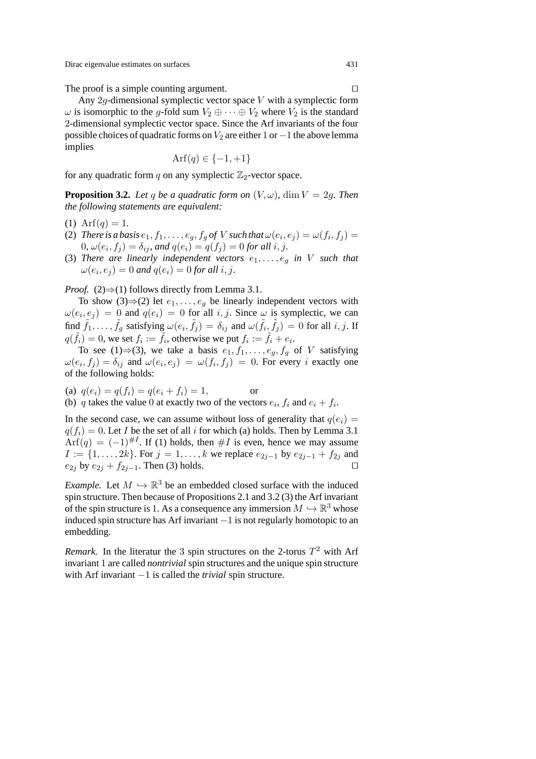The proof is a simple counting argument. □

Any $2g$-dimensional symplectic vector space $V$ with a symplectic form $\omega$ is isomorphic to the $g$-fold sum $V_2 \oplus \cdots \oplus V_2$ where $V_2$ is the standard 2-dimensional symplectic vector space. Since the Arf invariants of the four possible choices of quadratic forms on $V_2$ are either 1 or $-1$ the above lemma implies

$$\mathrm{Arf}(q) \in \{-1, +1\}$$

for any quadratic form $q$ on any symplectic $\mathbb{Z}_2$-vector space.

**Proposition 3.2.** *Let $q$ be a quadratic form on $(V, \omega)$, $\dim V = 2g$. Then the following statements are equivalent:*

(1) $\mathrm{Arf}(q) = 1$.

(2) *There is a basis $e_1, f_1, \ldots, e_g, f_g$ of $V$ such that $\omega(e_i, e_j) = \omega(f_i, f_j) = 0$, $\omega(e_i, f_j) = \delta_{ij}$, and $q(e_i) = q(f_j) = 0$ for all $i, j$.*

(3) *There are linearly independent vectors $e_1, \ldots, e_g$ in $V$ such that $\omega(e_i, e_j) = 0$ and $q(e_i) = 0$ for all $i, j$.*

*Proof.* (2)⇒(1) follows directly from Lemma 3.1.

To show (3)⇒(2) let $e_1, \ldots, e_g$ be linearly independent vectors with $\omega(e_i, e_j) = 0$ and $q(e_i) = 0$ for all $i, j$. Since $\omega$ is symplectic, we can find $\tilde{f}_1, \ldots, \tilde{f}_g$ satisfying $\omega(e_i, \tilde{f}_j) = \delta_{ij}$ and $\omega(\tilde{f}_i, \tilde{f}_j) = 0$ for all $i, j$. If $q(\tilde{f}_i) = 0$, we set $f_i := \tilde{f}_i$, otherwise we put $f_i := \tilde{f}_i + e_i$.

To see (1)⇒(3), we take a basis $e_1, f_1, \ldots, e_g, f_g$ of $V$ satisfying $\omega(e_i, f_j) = \delta_{ij}$ and $\omega(e_i, e_j) = \omega(f_i, f_j) = 0$. For every $i$ exactly one of the following holds:

(a) $q(e_i) = q(f_i) = q(e_i + f_i) = 1$, or

(b) $q$ takes the value 0 at exactly two of the vectors $e_i$, $f_i$ and $e_i + f_i$.

In the second case, we can assume without loss of generality that $q(e_i) = q(f_i) = 0$. Let $I$ be the set of all $i$ for which (a) holds. Then by Lemma 3.1 $\mathrm{Arf}(q) = (-1)^{\#I}$. If (1) holds, then $\#I$ is even, hence we may assume $I := \{1, \ldots, 2k\}$. For $j = 1, \ldots, k$ we replace $e_{2j-1}$ by $e_{2j-1} + f_{2j}$ and $e_{2j}$ by $e_{2j} + f_{2j-1}$. Then (3) holds. □

*Example.* Let $M \hookrightarrow \mathbb{R}^3$ be an embedded closed surface with the induced spin structure. Then because of Propositions 2.1 and 3.2 (3) the Arf invariant of the spin structure is 1. As a consequence any immersion $M \hookrightarrow \mathbb{R}^3$ whose induced spin structure has Arf invariant $-1$ is not regularly homotopic to an embedding.

*Remark.* In the literatur the 3 spin structures on the 2-torus $T^2$ with Arf invariant 1 are called *nontrivial* spin structures and the unique spin structure with Arf invariant $-1$ is called the *trivial* spin structure.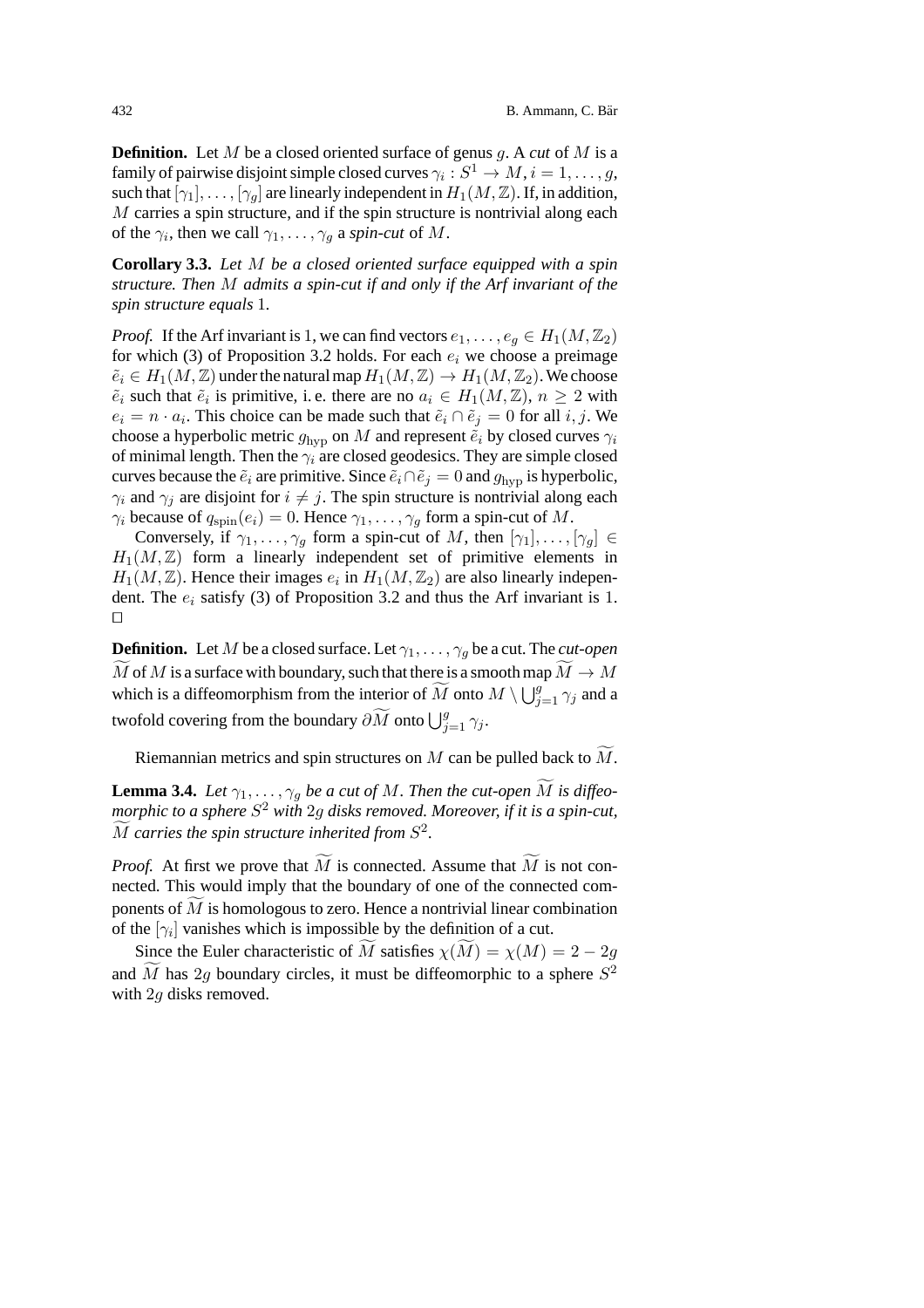**Definition.** Let $M$ be a closed oriented surface of genus $g$. A *cut* of $M$ is a family of pairwise disjoint simple closed curves $\gamma_i : S^1 \to M$, $i = 1, \ldots, g$, such that $[\gamma_1], \ldots, [\gamma_g]$ are linearly independent in $H_1(M, \mathbb{Z})$. If, in addition, $M$ carries a spin structure, and if the spin structure is nontrivial along each of the $\gamma_i$, then we call $\gamma_1, \ldots, \gamma_g$ a *spin-cut* of $M$.

**Corollary 3.3.** *Let $M$ be a closed oriented surface equipped with a spin structure. Then $M$ admits a spin-cut if and only if the Arf invariant of the spin structure equals* 1.

*Proof.* If the Arf invariant is 1, we can find vectors $e_1, \ldots, e_g \in H_1(M, \mathbb{Z}_2)$ for which (3) of Proposition 3.2 holds. For each $e_i$ we choose a preimage $\tilde{e}_i \in H_1(M, \mathbb{Z})$ under the natural map $H_1(M, \mathbb{Z}) \to H_1(M, \mathbb{Z}_2)$. We choose $\tilde{e}_i$ such that $\tilde{e}_i$ is primitive, i. e. there are no $a_i \in H_1(M, \mathbb{Z})$, $n \geq 2$ with $e_i = n \cdot a_i$. This choice can be made such that $\tilde{e}_i \cap \tilde{e}_j = 0$ for all $i, j$. We choose a hyperbolic metric $g_{\mathrm{hyp}}$ on $M$ and represent $\tilde{e}_i$ by closed curves $\gamma_i$ of minimal length. Then the $\gamma_i$ are closed geodesics. They are simple closed curves because the $\tilde{e}_i$ are primitive. Since $\tilde{e}_i \cap \tilde{e}_j = 0$ and $g_{\mathrm{hyp}}$ is hyperbolic, $\gamma_i$ and $\gamma_j$ are disjoint for $i \neq j$. The spin structure is nontrivial along each $\gamma_i$ because of $q_{\mathrm{spin}}(e_i) = 0$. Hence $\gamma_1, \ldots, \gamma_g$ form a spin-cut of $M$.

Conversely, if $\gamma_1, \ldots, \gamma_g$ form a spin-cut of $M$, then $[\gamma_1], \ldots, [\gamma_g] \in H_1(M, \mathbb{Z})$ form a linearly independent set of primitive elements in $H_1(M, \mathbb{Z})$. Hence their images $e_i$ in $H_1(M, \mathbb{Z}_2)$ are also linearly independent. The $e_i$ satisfy (3) of Proposition 3.2 and thus the Arf invariant is 1. $\square$

**Definition.** Let $M$ be a closed surface. Let $\gamma_1, \ldots, \gamma_g$ be a cut. The *cut-open* $\widetilde{M}$ of $M$ is a surface with boundary, such that there is a smooth map $\widetilde{M} \to M$ which is a diffeomorphism from the interior of $\widetilde{M}$ onto $M \setminus \bigcup_{j=1}^{g} \gamma_j$ and a twofold covering from the boundary $\partial\widetilde{M}$ onto $\bigcup_{j=1}^{g} \gamma_j$.

Riemannian metrics and spin structures on $M$ can be pulled back to $\widetilde{M}$.

**Lemma 3.4.** *Let $\gamma_1, \ldots, \gamma_g$ be a cut of $M$. Then the cut-open $\widetilde{M}$ is diffeomorphic to a sphere $S^2$ with $2g$ disks removed. Moreover, if it is a spin-cut, $\widetilde{M}$ carries the spin structure inherited from $S^2$.*

*Proof.* At first we prove that $\widetilde{M}$ is connected. Assume that $\widetilde{M}$ is not connected. This would imply that the boundary of one of the connected components of $\widetilde{M}$ is homologous to zero. Hence a nontrivial linear combination of the $[\gamma_i]$ vanishes which is impossible by the definition of a cut.

Since the Euler characteristic of $\widetilde{M}$ satisfies $\chi(\widetilde{M}) = \chi(M) = 2 - 2g$ and $\widetilde{M}$ has $2g$ boundary circles, it must be diffeomorphic to a sphere $S^2$ with $2g$ disks removed.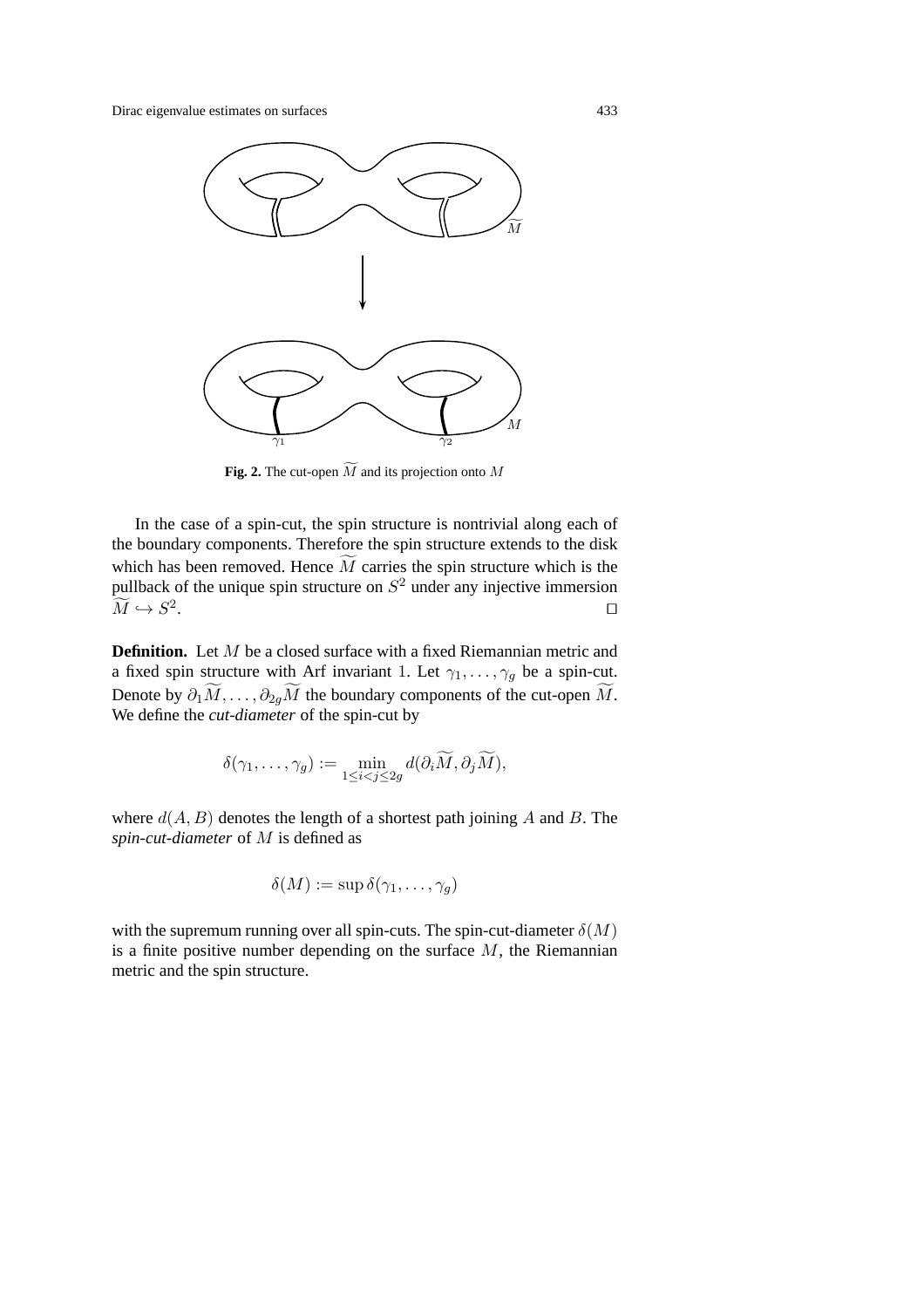**Fig. 2.** The cut-open $\widetilde{M}$ and its projection onto $M$

In the case of a spin-cut, the spin structure is nontrivial along each of the boundary components. Therefore the spin structure extends to the disk which has been removed. Hence $\widetilde{M}$ carries the spin structure which is the pullback of the unique spin structure on $S^2$ under any injective immersion $\widetilde{M} \hookrightarrow S^2$. $\square$

**Definition.** Let $M$ be a closed surface with a fixed Riemannian metric and a fixed spin structure with Arf invariant 1. Let $\gamma_1, \ldots, \gamma_g$ be a spin-cut. Denote by $\partial_1 \widetilde{M}, \ldots, \partial_{2g} \widetilde{M}$ the boundary components of the cut-open $\widetilde{M}$. We define the *cut-diameter* of the spin-cut by

$$\delta(\gamma_1, \ldots, \gamma_g) := \min_{1 \le i < j \le 2g} d(\partial_i \widetilde{M}, \partial_j \widetilde{M}),$$

where $d(A, B)$ denotes the length of a shortest path joining $A$ and $B$. The *spin-cut-diameter* of $M$ is defined as

$$\delta(M) := \sup \delta(\gamma_1, \ldots, \gamma_g)$$

with the supremum running over all spin-cuts. The spin-cut-diameter $\delta(M)$ is a finite positive number depending on the surface $M$, the Riemannian metric and the spin structure.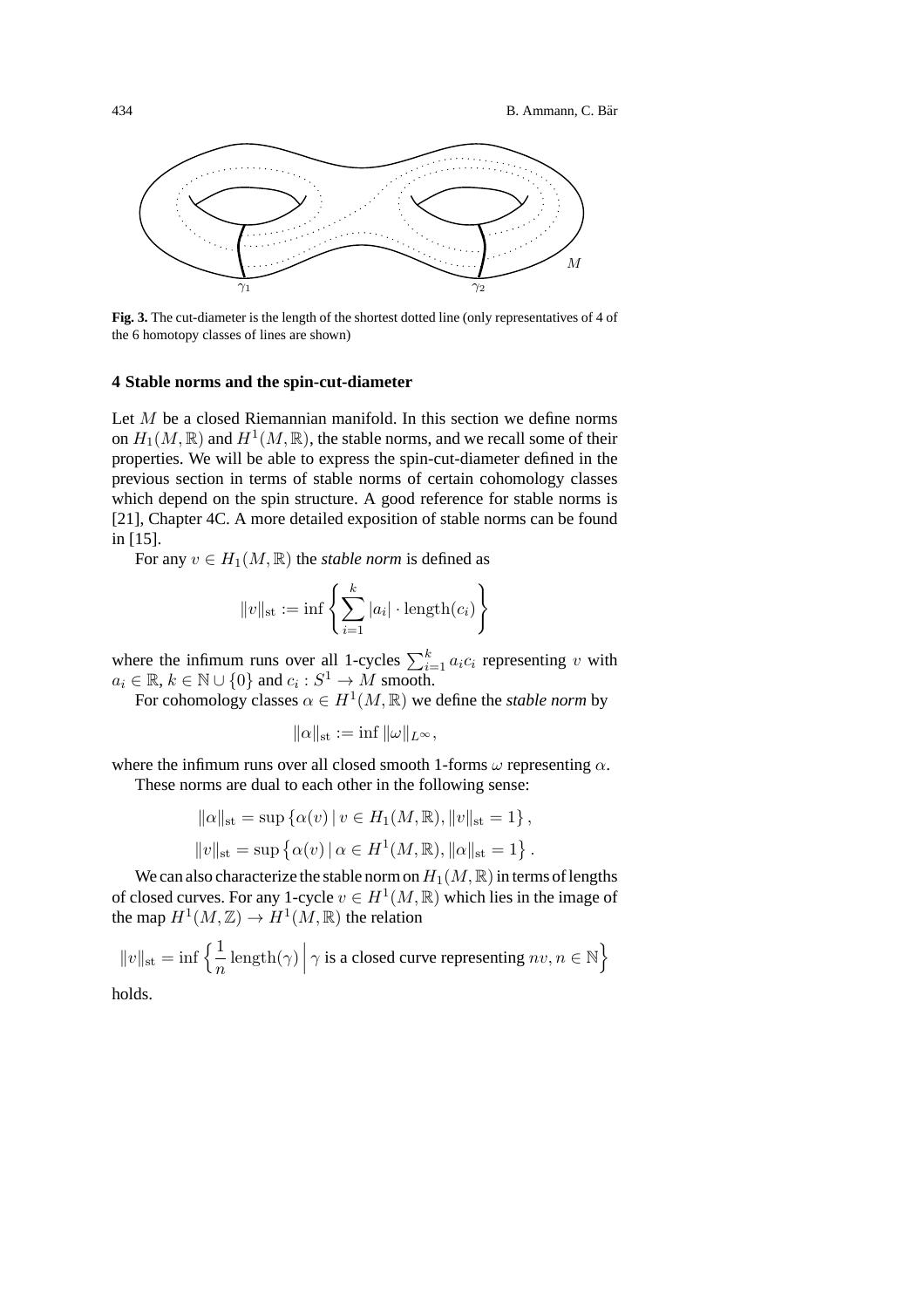**Fig. 3.** The cut-diameter is the length of the shortest dotted line (only representatives of 4 of the 6 homotopy classes of lines are shown)

## 4 Stable norms and the spin-cut-diameter

Let $M$ be a closed Riemannian manifold. In this section we define norms on $H_1(M,\mathbb{R})$ and $H^1(M,\mathbb{R})$, the stable norms, and we recall some of their properties. We will be able to express the spin-cut-diameter defined in the previous section in terms of stable norms of certain cohomology classes which depend on the spin structure. A good reference for stable norms is [21], Chapter 4C. A more detailed exposition of stable norms can be found in [15].

For any $v \in H_1(M,\mathbb{R})$ the *stable norm* is defined as

$$\|v\|_{\mathrm{st}} := \inf \left\{ \sum_{i=1}^{k} |a_i| \cdot \mathrm{length}(c_i) \right\}$$

where the infimum runs over all 1-cycles $\sum_{i=1}^{k} a_i c_i$ representing $v$ with $a_i \in \mathbb{R}$, $k \in \mathbb{N} \cup \{0\}$ and $c_i : S^1 \to M$ smooth.

For cohomology classes $\alpha \in H^1(M,\mathbb{R})$ we define the *stable norm* by

$$\|\alpha\|_{\mathrm{st}} := \inf \|\omega\|_{L^\infty},$$

where the infimum runs over all closed smooth 1-forms $\omega$ representing $\alpha$.

These norms are dual to each other in the following sense:

$$\|\alpha\|_{\mathrm{st}} = \sup \left\{ \alpha(v) \mid v \in H_1(M,\mathbb{R}), \|v\|_{\mathrm{st}} = 1 \right\},$$

$$\|v\|_{\mathrm{st}} = \sup \left\{ \alpha(v) \mid \alpha \in H^1(M,\mathbb{R}), \|\alpha\|_{\mathrm{st}} = 1 \right\}.$$

We can also characterize the stable norm on $H_1(M,\mathbb{R})$ in terms of lengths of closed curves. For any 1-cycle $v \in H^1(M,\mathbb{R})$ which lies in the image of the map $H^1(M,\mathbb{Z}) \to H^1(M,\mathbb{R})$ the relation

$$\|v\|_{\mathrm{st}} = \inf \left\{ \frac{1}{n}\, \mathrm{length}(\gamma) \,\Big|\, \gamma \text{ is a closed curve representing } nv, n \in \mathbb{N} \right\}$$

holds.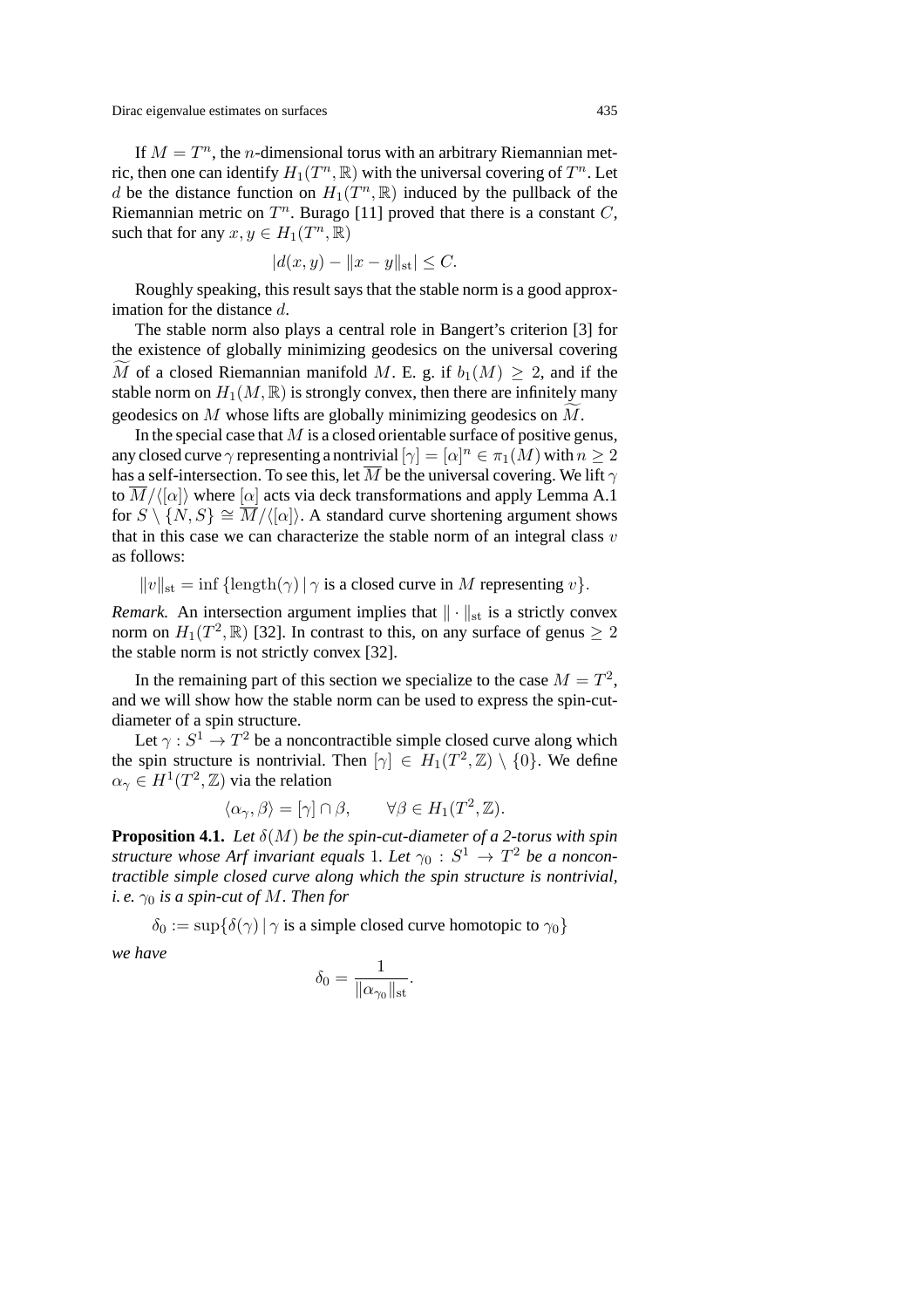If $M = T^n$, the $n$-dimensional torus with an arbitrary Riemannian metric, then one can identify $H_1(T^n, \mathbb{R})$ with the universal covering of $T^n$. Let $d$ be the distance function on $H_1(T^n, \mathbb{R})$ induced by the pullback of the Riemannian metric on $T^n$. Burago [11] proved that there is a constant $C$, such that for any $x, y \in H_1(T^n, \mathbb{R})$

$$|d(x, y) - \|x - y\|_{\mathrm{st}}| \leq C.$$

Roughly speaking, this result says that the stable norm is a good approximation for the distance $d$.

The stable norm also plays a central role in Bangert's criterion [3] for the existence of globally minimizing geodesics on the universal covering $\widetilde{M}$ of a closed Riemannian manifold $M$. E. g. if $b_1(M) \geq 2$, and if the stable norm on $H_1(M, \mathbb{R})$ is strongly convex, then there are infinitely many geodesics on $M$ whose lifts are globally minimizing geodesics on $\widetilde{M}$.

In the special case that $M$ is a closed orientable surface of positive genus, any closed curve $\gamma$ representing a nontrivial $[\gamma] = [\alpha]^n \in \pi_1(M)$ with $n \geq 2$ has a self-intersection. To see this, let $\overline{M}$ be the universal covering. We lift $\gamma$ to $\overline{M}/\langle[\alpha]\rangle$ where $[\alpha]$ acts via deck transformations and apply Lemma A.1 for $S \setminus \{N, S\} \cong \overline{M}/\langle[\alpha]\rangle$. A standard curve shortening argument shows that in this case we can characterize the stable norm of an integral class $v$ as follows:

$$\|v\|_{\mathrm{st}} = \inf\{\mathrm{length}(\gamma) \mid \gamma \text{ is a closed curve in } M \text{ representing } v\}.$$

*Remark.* An intersection argument implies that $\|\cdot\|_{\mathrm{st}}$ is a strictly convex norm on $H_1(T^2, \mathbb{R})$ [32]. In contrast to this, on any surface of genus $\geq 2$ the stable norm is not strictly convex [32].

In the remaining part of this section we specialize to the case $M = T^2$, and we will show how the stable norm can be used to express the spin-cut-diameter of a spin structure.

Let $\gamma : S^1 \to T^2$ be a noncontractible simple closed curve along which the spin structure is nontrivial. Then $[\gamma] \in H_1(T^2, \mathbb{Z}) \setminus \{0\}$. We define $\alpha_\gamma \in H^1(T^2, \mathbb{Z})$ via the relation

$$\langle \alpha_\gamma, \beta \rangle = [\gamma] \cap \beta, \qquad \forall \beta \in H_1(T^2, \mathbb{Z}).$$

**Proposition 4.1.** *Let $\delta(M)$ be the spin-cut-diameter of a 2-torus with spin structure whose Arf invariant equals 1. Let $\gamma_0 : S^1 \to T^2$ be a noncontractible simple closed curve along which the spin structure is nontrivial, i. e. $\gamma_0$ is a spin-cut of $M$. Then for*

$$\delta_0 := \sup\{\delta(\gamma) \mid \gamma \text{ is a simple closed curve homotopic to } \gamma_0\}$$

*we have*

$$\delta_0 = \frac{1}{\|\alpha_{\gamma_0}\|_{\mathrm{st}}}.$$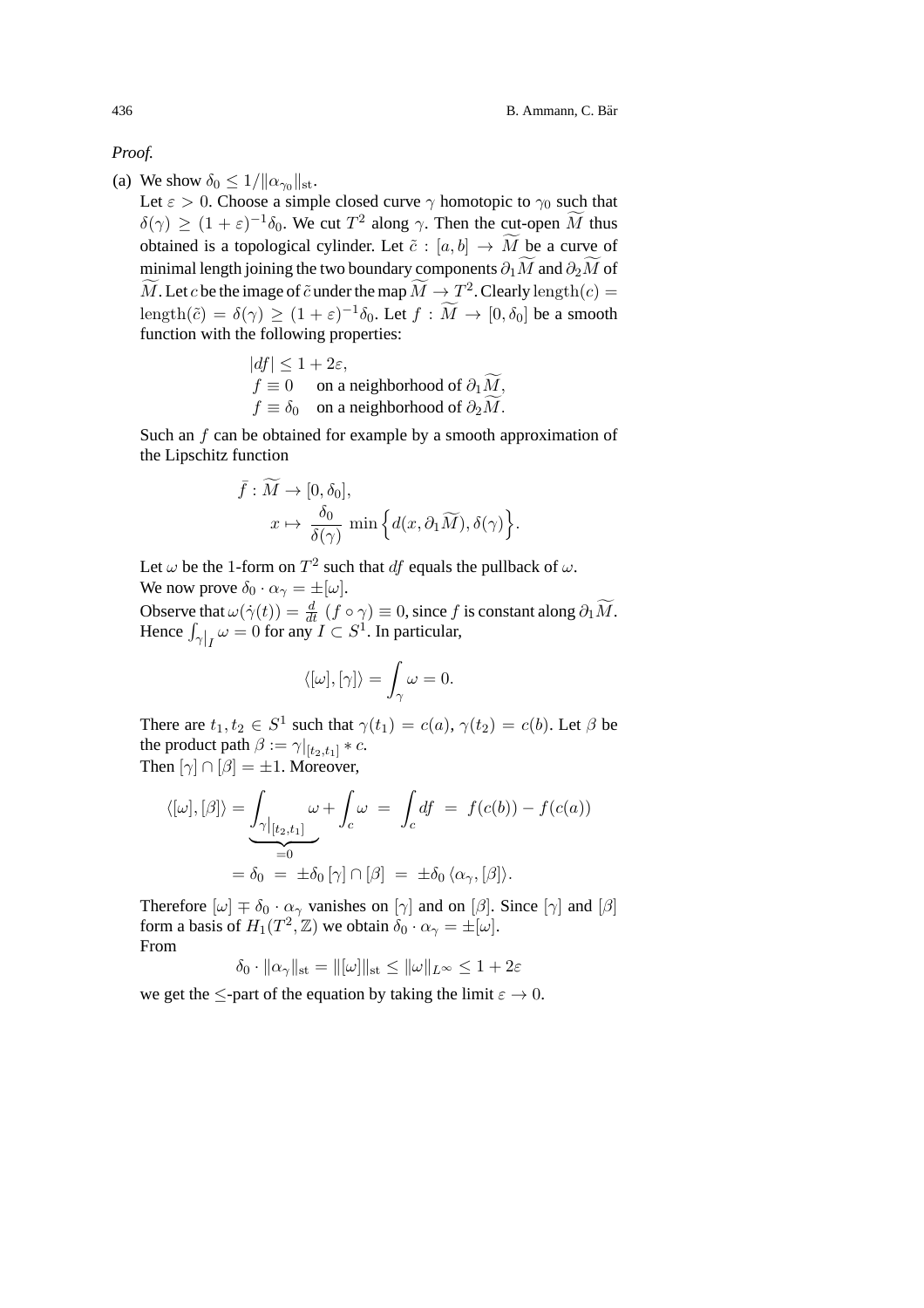*Proof.*

(a) We show $\delta_0 \leq 1/\|\alpha_{\gamma_0}\|_{\mathrm{st}}$.

Let $\varepsilon > 0$. Choose a simple closed curve $\gamma$ homotopic to $\gamma_0$ such that $\delta(\gamma) \geq (1+\varepsilon)^{-1}\delta_0$. We cut $T^2$ along $\gamma$. Then the cut-open $\widetilde{M}$ thus obtained is a topological cylinder. Let $\tilde{c} : [a,b] \to \widetilde{M}$ be a curve of minimal length joining the two boundary components $\partial_1\widetilde{M}$ and $\partial_2\widetilde{M}$ of $\widetilde{M}$. Let $c$ be the image of $\tilde{c}$ under the map $\widetilde{M} \to T^2$. Clearly $\mathrm{length}(c) = \mathrm{length}(\tilde{c}) = \delta(\gamma) \geq (1+\varepsilon)^{-1}\delta_0$. Let $f : \widetilde{M} \to [0,\delta_0]$ be a smooth function with the following properties:

$$\begin{aligned} &|df| \leq 1 + 2\varepsilon, \\ &f \equiv 0 \quad \text{on a neighborhood of } \partial_1\widetilde{M}, \\ &f \equiv \delta_0 \quad \text{on a neighborhood of } \partial_2\widetilde{M}. \end{aligned}$$

Such an $f$ can be obtained for example by a smooth approximation of the Lipschitz function

$$\begin{aligned} \bar{f} : \widetilde{M} &\to [0,\delta_0], \\ x &\mapsto \frac{\delta_0}{\delta(\gamma)} \min\Big\{ d(x, \partial_1\widetilde{M}), \delta(\gamma) \Big\}. \end{aligned}$$

Let $\omega$ be the 1-form on $T^2$ such that $df$ equals the pullback of $\omega$.

We now prove $\delta_0 \cdot \alpha_\gamma = \pm[\omega]$.

Observe that $\omega(\dot{\gamma}(t)) = \frac{d}{dt}\,(f \circ \gamma) \equiv 0$, since $f$ is constant along $\partial_1\widetilde{M}$. Hence $\int_{\gamma|_I} \omega = 0$ for any $I \subset S^1$. In particular,

$$\langle [\omega], [\gamma] \rangle = \int_\gamma \omega = 0.$$

There are $t_1, t_2 \in S^1$ such that $\gamma(t_1) = c(a)$, $\gamma(t_2) = c(b)$. Let $\beta$ be the product path $\beta := \gamma|_{[t_2,t_1]} * c$.

Then $[\gamma] \cap [\beta] = \pm 1$. Moreover,

$$\begin{aligned} \langle [\omega], [\beta] \rangle &= \underbrace{\int_{\gamma|_{[t_2,t_1]}} \omega}_{=0} + \int_c \omega \;=\; \int_c df \;=\; f(c(b)) - f(c(a)) \\ &= \delta_0 \;=\; \pm\delta_0\, [\gamma] \cap [\beta] \;=\; \pm\delta_0\, \langle \alpha_\gamma, [\beta] \rangle. \end{aligned}$$

Therefore $[\omega] \mp \delta_0 \cdot \alpha_\gamma$ vanishes on $[\gamma]$ and on $[\beta]$. Since $[\gamma]$ and $[\beta]$ form a basis of $H_1(T^2,\mathbb{Z})$ we obtain $\delta_0 \cdot \alpha_\gamma = \pm[\omega]$.

From

$$\delta_0 \cdot \|\alpha_\gamma\|_{\mathrm{st}} = \|[\omega]\|_{\mathrm{st}} \leq \|\omega\|_{L^\infty} \leq 1 + 2\varepsilon$$

we get the $\leq$-part of the equation by taking the limit $\varepsilon \to 0$.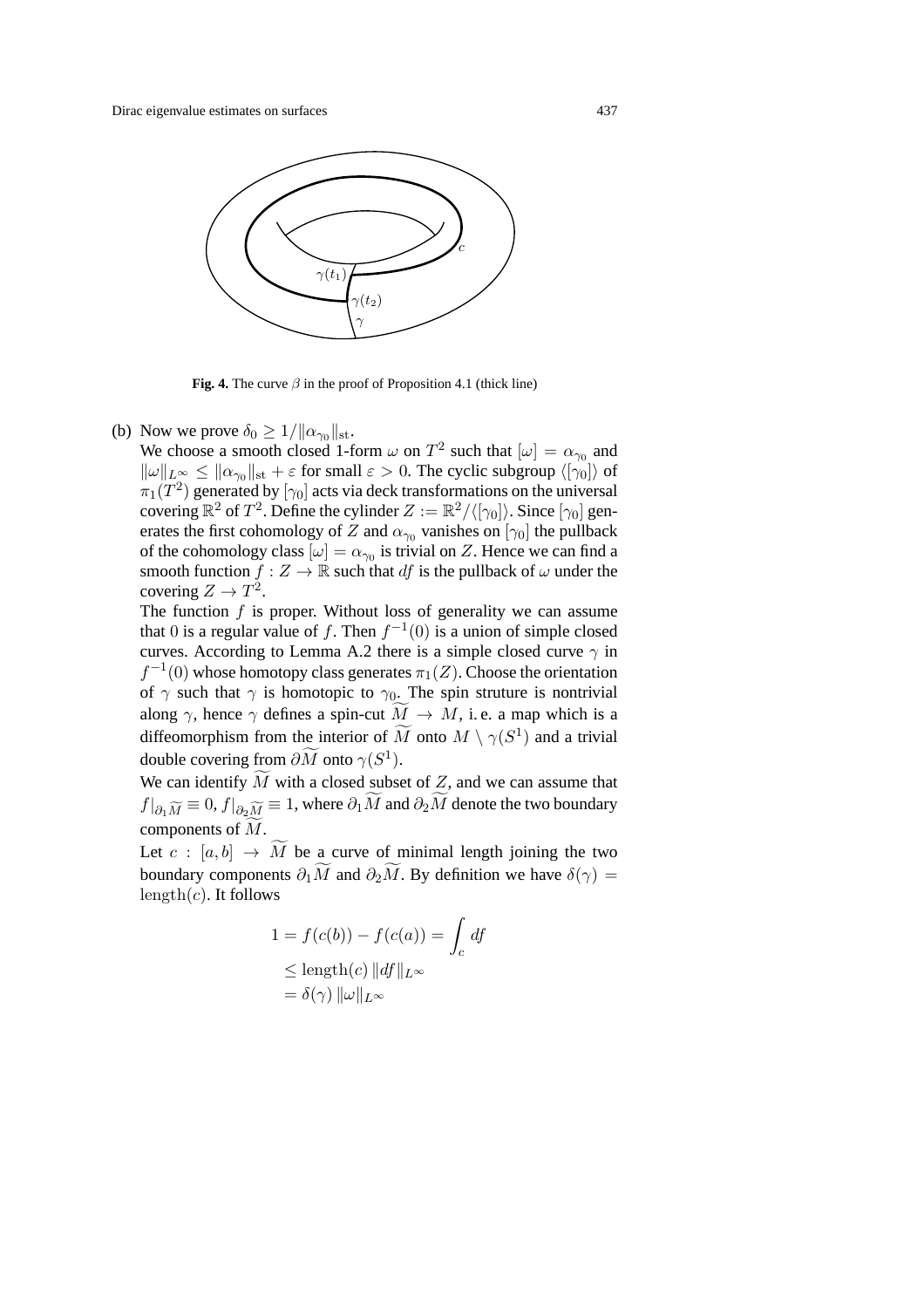**Fig. 4.** The curve $\beta$ in the proof of Proposition 4.1 (thick line)

(b) Now we prove $\delta_0 \geq 1/\|\alpha_{\gamma_0}\|_{\mathrm{st}}$.

We choose a smooth closed 1-form $\omega$ on $T^2$ such that $[\omega] = \alpha_{\gamma_0}$ and $\|\omega\|_{L^\infty} \leq \|\alpha_{\gamma_0}\|_{\mathrm{st}} + \varepsilon$ for small $\varepsilon > 0$. The cyclic subgroup $\langle[\gamma_0]\rangle$ of $\pi_1(T^2)$ generated by $[\gamma_0]$ acts via deck transformations on the universal covering $\mathbb{R}^2$ of $T^2$. Define the cylinder $Z := \mathbb{R}^2/\langle[\gamma_0]\rangle$. Since $[\gamma_0]$ generates the first cohomology of $Z$ and $\alpha_{\gamma_0}$ vanishes on $[\gamma_0]$ the pullback of the cohomology class $[\omega] = \alpha_{\gamma_0}$ is trivial on $Z$. Hence we can find a smooth function $f : Z \to \mathbb{R}$ such that $df$ is the pullback of $\omega$ under the covering $Z \to T^2$.

The function $f$ is proper. Without loss of generality we can assume that $0$ is a regular value of $f$. Then $f^{-1}(0)$ is a union of simple closed curves. According to Lemma A.2 there is a simple closed curve $\gamma$ in $f^{-1}(0)$ whose homotopy class generates $\pi_1(Z)$. Choose the orientation of $\gamma$ such that $\gamma$ is homotopic to $\gamma_0$. The spin struture is nontrivial along $\gamma$, hence $\gamma$ defines a spin-cut $\widetilde{M} \to M$, i.e. a map which is a diffeomorphism from the interior of $\widetilde{M}$ onto $M \setminus \gamma(S^1)$ and a trivial double covering from $\partial\widetilde{M}$ onto $\gamma(S^1)$.

We can identify $\widetilde{M}$ with a closed subset of $Z$, and we can assume that $f|_{\partial_1\widetilde{M}} \equiv 0$, $f|_{\partial_2\widetilde{M}} \equiv 1$, where $\partial_1\widetilde{M}$ and $\partial_2\widetilde{M}$ denote the two boundary components of $\widetilde{M}$.

Let $c : [a, b] \to \widetilde{M}$ be a curve of minimal length joining the two boundary components $\partial_1\widetilde{M}$ and $\partial_2\widetilde{M}$. By definition we have $\delta(\gamma) = \mathrm{length}(c)$. It follows

$$
\begin{aligned}
1 = f(c(b)) - f(c(a)) &= \int_c df \\
&\leq \mathrm{length}(c)\, \|df\|_{L^\infty} \\
&= \delta(\gamma)\, \|\omega\|_{L^\infty}
\end{aligned}
$$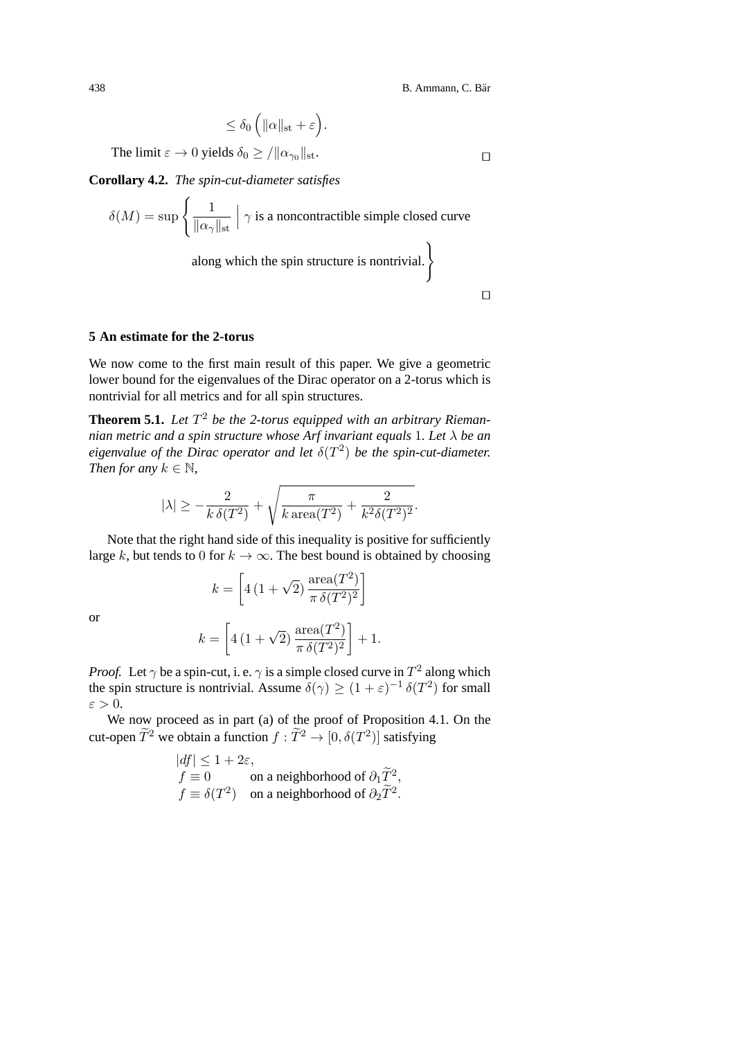$$\leq \delta_0 \left( \|\alpha\|_{\mathrm{st}} + \varepsilon \right).$$

The limit $\varepsilon \to 0$ yields $\delta_0 \geq /\|\alpha_{\gamma_0}\|_{\mathrm{st}}$. □

**Corollary 4.2.** *The spin-cut-diameter satisfies*

$$\delta(M) = \sup \left\{ \frac{1}{\|\alpha_\gamma\|_{\mathrm{st}}} \;\middle|\; \gamma \text{ is a noncontractible simple closed curve along which the spin structure is nontrivial.} \right\}$$

□

## 5 An estimate for the 2-torus

We now come to the first main result of this paper. We give a geometric lower bound for the eigenvalues of the Dirac operator on a 2-torus which is nontrivial for all metrics and for all spin structures.

**Theorem 5.1.** *Let $T^2$ be the 2-torus equipped with an arbitrary Riemannian metric and a spin structure whose Arf invariant equals 1. Let $\lambda$ be an eigenvalue of the Dirac operator and let $\delta(T^2)$ be the spin-cut-diameter. Then for any $k \in \mathbb{N}$,*

$$|\lambda| \geq -\frac{2}{k\,\delta(T^2)} + \sqrt{\frac{\pi}{k\,\mathrm{area}(T^2)} + \frac{2}{k^2 \delta(T^2)^2}}.$$

Note that the right hand side of this inequality is positive for sufficiently large $k$, but tends to 0 for $k \to \infty$. The best bound is obtained by choosing

$$k = \left[ 4\,(1+\sqrt{2})\,\frac{\mathrm{area}(T^2)}{\pi\,\delta(T^2)^2} \right]$$

or

$$k = \left[ 4\,(1+\sqrt{2})\,\frac{\mathrm{area}(T^2)}{\pi\,\delta(T^2)^2} \right] + 1.$$

*Proof.* Let $\gamma$ be a spin-cut, i. e. $\gamma$ is a simple closed curve in $T^2$ along which the spin structure is nontrivial. Assume $\delta(\gamma) \geq (1+\varepsilon)^{-1}\,\delta(T^2)$ for small $\varepsilon > 0$.

We now proceed as in part (a) of the proof of Proposition 4.1. On the cut-open $\widetilde{T}^2$ we obtain a function $f : \widetilde{T}^2 \to [0, \delta(T^2)]$ satisfying

$$\begin{aligned}
&|df| \leq 1 + 2\varepsilon, \\
&f \equiv 0 \qquad\quad\; \text{on a neighborhood of } \partial_1 \widetilde{T}^2, \\
&f \equiv \delta(T^2) \quad \text{on a neighborhood of } \partial_2 \widetilde{T}^2.
\end{aligned}$$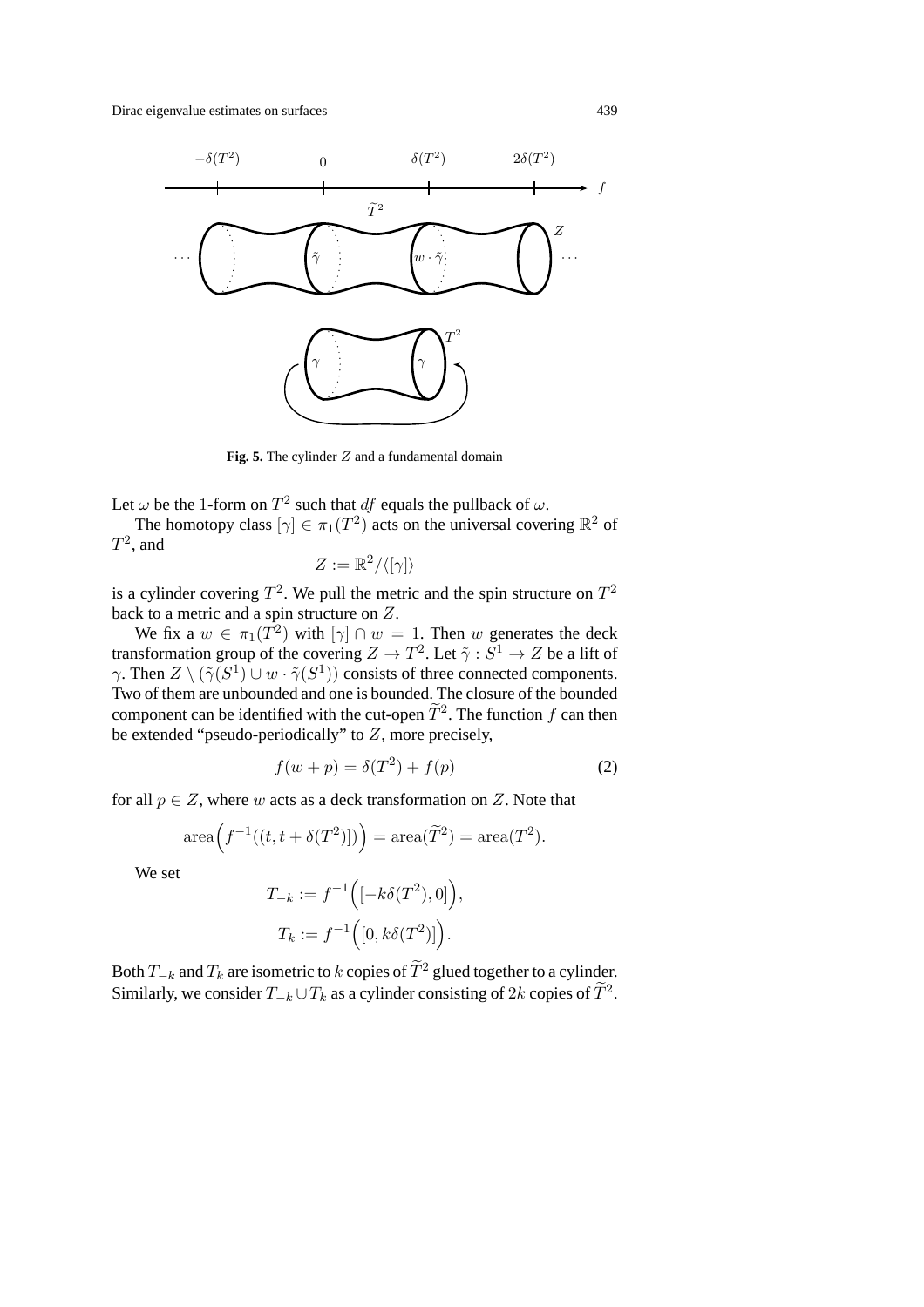**Fig. 5.** The cylinder $Z$ and a fundamental domain

Let $\omega$ be the 1-form on $T^2$ such that $df$ equals the pullback of $\omega$.

The homotopy class $[\gamma] \in \pi_1(T^2)$ acts on the universal covering $\mathbb{R}^2$ of $T^2$, and

$$Z := \mathbb{R}^2/\langle[\gamma]\rangle$$

is a cylinder covering $T^2$. We pull the metric and the spin structure on $T^2$ back to a metric and a spin structure on $Z$.

We fix a $w \in \pi_1(T^2)$ with $[\gamma] \cap w = 1$. Then $w$ generates the deck transformation group of the covering $Z \to T^2$. Let $\tilde{\gamma} : S^1 \to Z$ be a lift of $\gamma$. Then $Z \setminus (\tilde{\gamma}(S^1) \cup w \cdot \tilde{\gamma}(S^1))$ consists of three connected components. Two of them are unbounded and one is bounded. The closure of the bounded component can be identified with the cut-open $\widetilde{T}^2$. The function $f$ can then be extended "pseudo-periodically" to $Z$, more precisely,

$$f(w + p) = \delta(T^2) + f(p) \tag{2}$$

for all $p \in Z$, where $w$ acts as a deck transformation on $Z$. Note that

$$\mathrm{area}\Big(f^{-1}((t, t + \delta(T^2)])\Big) = \mathrm{area}(\widetilde{T}^2) = \mathrm{area}(T^2).$$

We set

$$T_{-k} := f^{-1}\Big([-k\delta(T^2), 0]\Big),$$
$$T_k := f^{-1}\Big([0, k\delta(T^2)]\Big).$$

Both $T_{-k}$ and $T_k$ are isometric to $k$ copies of $\widetilde{T}^2$ glued together to a cylinder. Similarly, we consider $T_{-k} \cup T_k$ as a cylinder consisting of $2k$ copies of $\widetilde{T}^2$.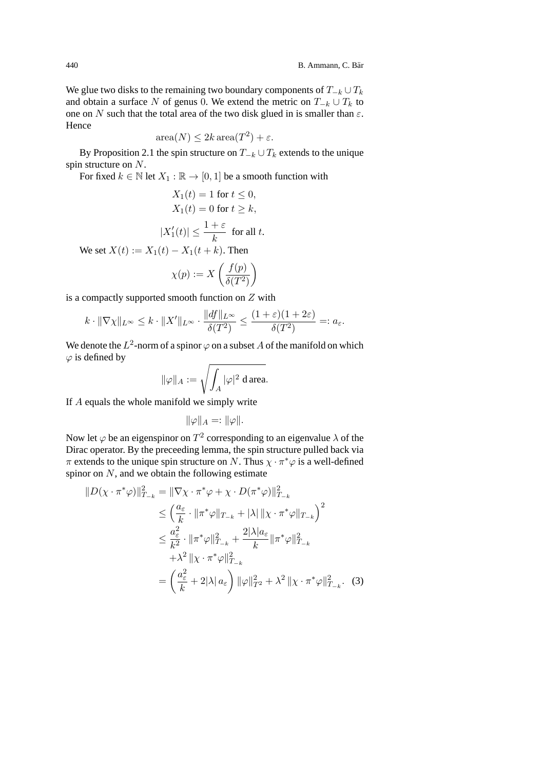We glue two disks to the remaining two boundary components of $T_{-k} \cup T_k$ and obtain a surface $N$ of genus 0. We extend the metric on $T_{-k} \cup T_k$ to one on $N$ such that the total area of the two disk glued in is smaller than $\varepsilon$. Hence

$$\operatorname{area}(N) \leq 2k \operatorname{area}(T^2) + \varepsilon.$$

By Proposition 2.1 the spin structure on $T_{-k} \cup T_k$ extends to the unique spin structure on $N$.

For fixed $k \in \mathbb{N}$ let $X_1 : \mathbb{R} \to [0,1]$ be a smooth function with

$$\begin{aligned} X_1(t) &= 1 \text{ for } t \leq 0, \\ X_1(t) &= 0 \text{ for } t \geq k, \\ |X_1'(t)| &\leq \frac{1+\varepsilon}{k} \text{ for all } t. \end{aligned}$$

We set $X(t) := X_1(t) - X_1(t+k)$. Then

$$\chi(p) := X\left(\frac{f(p)}{\delta(T^2)}\right)$$

is a compactly supported smooth function on $Z$ with

$$k \cdot \|\nabla \chi\|_{L^\infty} \leq k \cdot \|X'\|_{L^\infty} \cdot \frac{\|df\|_{L^\infty}}{\delta(T^2)} \leq \frac{(1+\varepsilon)(1+2\varepsilon)}{\delta(T^2)} =: a_\varepsilon.$$

We denote the $L^2$-norm of a spinor $\varphi$ on a subset $A$ of the manifold on which $\varphi$ is defined by

$$\|\varphi\|_A := \sqrt{\int_A |\varphi|^2 \, \mathrm{d\,area}}.$$

If $A$ equals the whole manifold we simply write

$$\|\varphi\|_A =: \|\varphi\|.$$

Now let $\varphi$ be an eigenspinor on $T^2$ corresponding to an eigenvalue $\lambda$ of the Dirac operator. By the preceeding lemma, the spin structure pulled back via $\pi$ extends to the unique spin structure on $N$. Thus $\chi \cdot \pi^*\varphi$ is a well-defined spinor on $N$, and we obtain the following estimate

$$\begin{aligned} \|D(\chi \cdot \pi^*\varphi)\|_{T_{-k}}^2 &= \|\nabla\chi \cdot \pi^*\varphi + \chi \cdot D(\pi^*\varphi)\|_{T_{-k}}^2 \\ &\leq \left(\frac{a_\varepsilon}{k} \cdot \|\pi^*\varphi\|_{T_{-k}} + |\lambda| \, \|\chi \cdot \pi^*\varphi\|_{T_{-k}}\right)^2 \\ &\leq \frac{a_\varepsilon^2}{k^2} \cdot \|\pi^*\varphi\|_{T_{-k}}^2 + \frac{2|\lambda| a_\varepsilon}{k} \|\pi^*\varphi\|_{T_{-k}}^2 \\ &\quad + \lambda^2 \, \|\chi \cdot \pi^*\varphi\|_{T_{-k}}^2 \\ &= \left(\frac{a_\varepsilon^2}{k} + 2|\lambda| \, a_\varepsilon\right) \|\varphi\|_{T^2}^2 + \lambda^2 \, \|\chi \cdot \pi^*\varphi\|_{T_{-k}}^2. \quad (3) \end{aligned}$$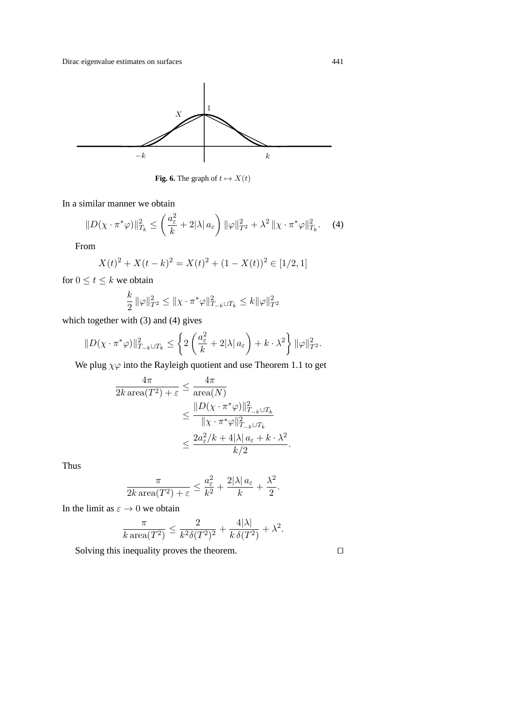**Fig. 6.** The graph of $t \mapsto X(t)$

In a similar manner we obtain

$$\|D(\chi \cdot \pi^*\varphi)\|^2_{T_k} \le \left(\frac{a_\varepsilon^2}{k} + 2|\lambda|\, a_\varepsilon\right) \|\varphi\|^2_{T^2} + \lambda^2 \,\|\chi \cdot \pi^*\varphi\|^2_{T_k}. \quad (4)$$

From

$$X(t)^2 + X(t-k)^2 = X(t)^2 + (1 - X(t))^2 \in [1/2, 1]$$

for $0 \le t \le k$ we obtain

$$\frac{k}{2}\,\|\varphi\|^2_{T^2} \le \|\chi \cdot \pi^*\varphi\|^2_{T_{-k}\cup T_k} \le k\|\varphi\|^2_{T^2}$$

which together with (3) and (4) gives

$$\|D(\chi \cdot \pi^*\varphi)\|^2_{T_{-k}\cup T_k} \le \left\{2\left(\frac{a_\varepsilon^2}{k} + 2|\lambda|\, a_\varepsilon\right) + k \cdot \lambda^2\right\} \|\varphi\|^2_{T^2}.$$

We plug $\chi\varphi$ into the Rayleigh quotient and use Theorem 1.1 to get

$$\begin{aligned}
\frac{4\pi}{2k\,\mathrm{area}(T^2) + \varepsilon} &\le \frac{4\pi}{\mathrm{area}(N)} \\
&\le \frac{\|D(\chi \cdot \pi^*\varphi)\|^2_{T_{-k}\cup T_k}}{\|\chi \cdot \pi^*\varphi\|^2_{T_{-k}\cup T_k}} \\
&\le \frac{2a_\varepsilon^2/k + 4|\lambda|\, a_\varepsilon + k \cdot \lambda^2}{k/2}.
\end{aligned}$$

Thus

$$\frac{\pi}{2k\,\mathrm{area}(T^2) + \varepsilon} \le \frac{a_\varepsilon^2}{k^2} + \frac{2|\lambda|\, a_\varepsilon}{k} + \frac{\lambda^2}{2}.$$

In the limit as $\varepsilon \to 0$ we obtain

$$\frac{\pi}{k\,\mathrm{area}(T^2)} \le \frac{2}{k^2\delta(T^2)^2} + \frac{4|\lambda|}{k\,\delta(T^2)} + \lambda^2.$$

Solving this inequality proves the theorem. □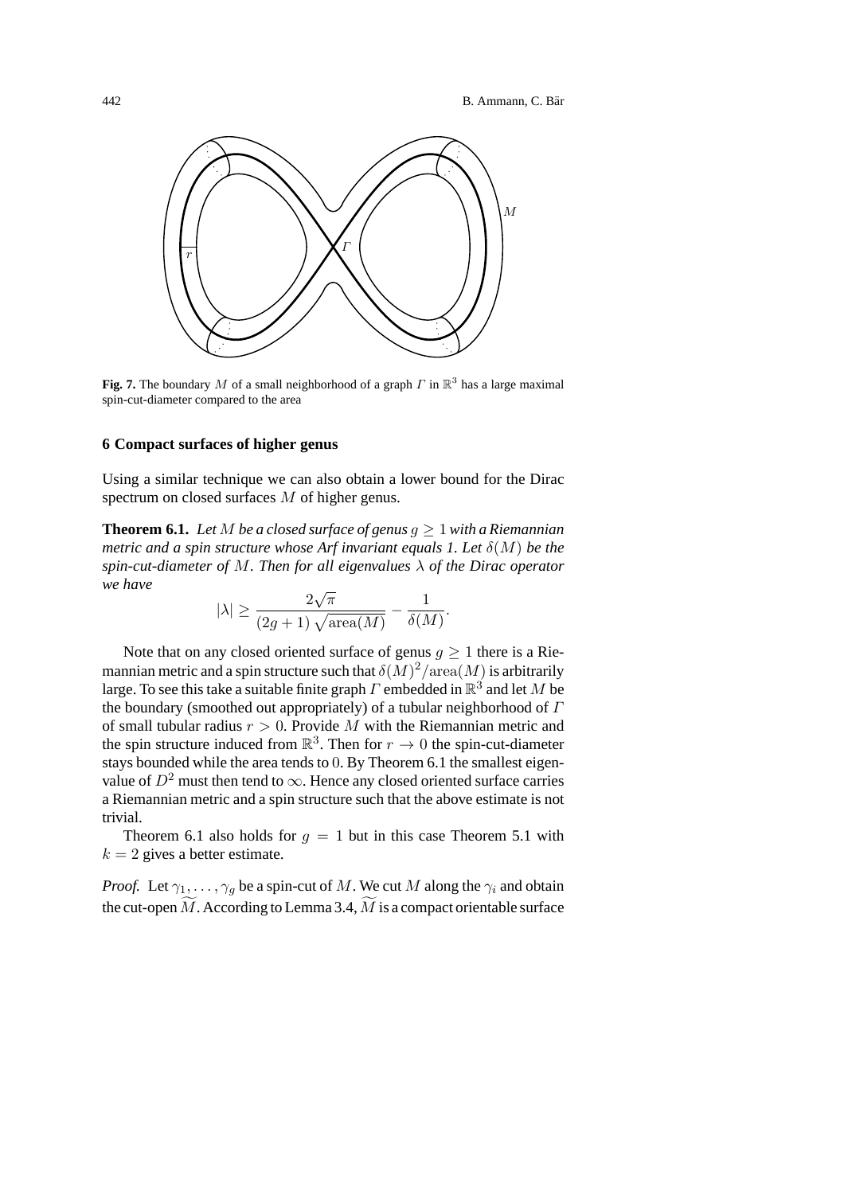**Fig. 7.** The boundary $M$ of a small neighborhood of a graph $\Gamma$ in $\mathbb{R}^3$ has a large maximal spin-cut-diameter compared to the area

## 6 Compact surfaces of higher genus

Using a similar technique we can also obtain a lower bound for the Dirac spectrum on closed surfaces $M$ of higher genus.

**Theorem 6.1.** *Let $M$ be a closed surface of genus $g \geq 1$ with a Riemannian metric and a spin structure whose Arf invariant equals 1. Let $\delta(M)$ be the spin-cut-diameter of $M$. Then for all eigenvalues $\lambda$ of the Dirac operator we have*

$$|\lambda| \geq \frac{2\sqrt{\pi}}{(2g+1)\sqrt{\operatorname{area}(M)}} - \frac{1}{\delta(M)}.$$

Note that on any closed oriented surface of genus $g \geq 1$ there is a Riemannian metric and a spin structure such that $\delta(M)^2/\operatorname{area}(M)$ is arbitrarily large. To see this take a suitable finite graph $\Gamma$ embedded in $\mathbb{R}^3$ and let $M$ be the boundary (smoothed out appropriately) of a tubular neighborhood of $\Gamma$ of small tubular radius $r > 0$. Provide $M$ with the Riemannian metric and the spin structure induced from $\mathbb{R}^3$. Then for $r \to 0$ the spin-cut-diameter stays bounded while the area tends to 0. By Theorem 6.1 the smallest eigenvalue of $D^2$ must then tend to $\infty$. Hence any closed oriented surface carries a Riemannian metric and a spin structure such that the above estimate is not trivial.

Theorem 6.1 also holds for $g = 1$ but in this case Theorem 5.1 with $k = 2$ gives a better estimate.

*Proof.* Let $\gamma_1, \ldots, \gamma_g$ be a spin-cut of $M$. We cut $M$ along the $\gamma_i$ and obtain the cut-open $\widetilde{M}$. According to Lemma 3.4, $\widetilde{M}$ is a compact orientable surface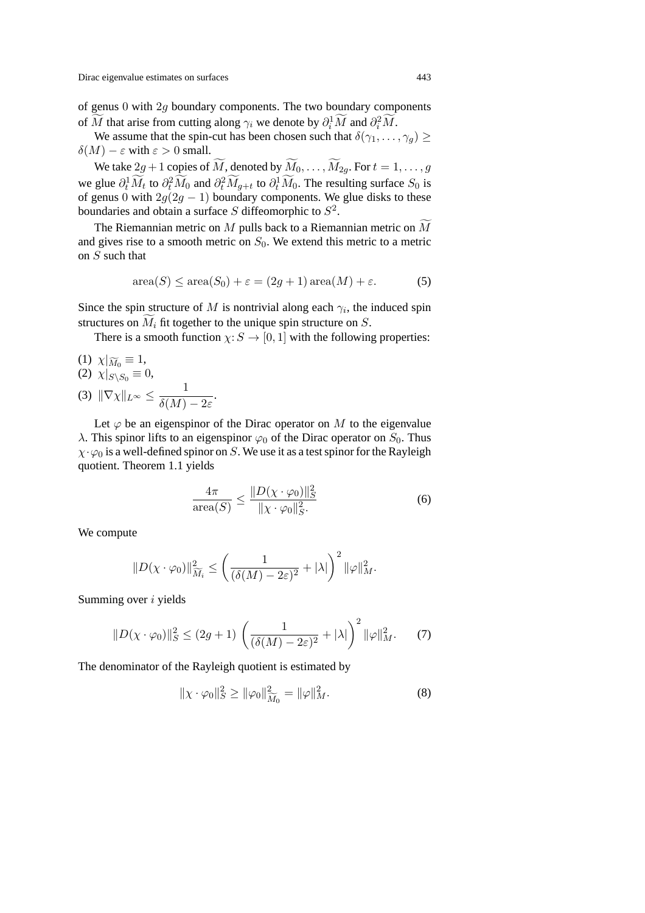of genus 0 with $2g$ boundary components. The two boundary components of $\widetilde{M}$ that arise from cutting along $\gamma_i$ we denote by $\partial_i^1\widetilde{M}$ and $\partial_i^2\widetilde{M}$.

We assume that the spin-cut has been chosen such that $\delta(\gamma_1, \ldots, \gamma_g) \geq \delta(M) - \varepsilon$ with $\varepsilon > 0$ small.

We take $2g+1$ copies of $\widetilde{M}$, denoted by $\widetilde{M}_0, \ldots, \widetilde{M}_{2g}$. For $t = 1, \ldots, g$ we glue $\partial_t^1\widetilde{M}_t$ to $\partial_t^2\widetilde{M}_0$ and $\partial_t^2\widetilde{M}_{g+t}$ to $\partial_t^1\widetilde{M}_0$. The resulting surface $S_0$ is of genus 0 with $2g(2g-1)$ boundary components. We glue disks to these boundaries and obtain a surface $S$ diffeomorphic to $S^2$.

The Riemannian metric on $M$ pulls back to a Riemannian metric on $\widetilde{M}$ and gives rise to a smooth metric on $S_0$. We extend this metric to a metric on $S$ such that

$$\mathrm{area}(S) \leq \mathrm{area}(S_0) + \varepsilon = (2g+1)\,\mathrm{area}(M) + \varepsilon. \tag{5}$$

Since the spin structure of $M$ is nontrivial along each $\gamma_i$, the induced spin structures on $\widetilde{M}_i$ fit together to the unique spin structure on $S$.

There is a smooth function $\chi\colon S \to [0,1]$ with the following properties:

(1) $\chi|_{\widetilde{M}_0} \equiv 1$,
(2) $\chi|_{S \setminus S_0} \equiv 0$,
(3) $\|\nabla\chi\|_{L^\infty} \leq \dfrac{1}{\delta(M) - 2\varepsilon}$.

Let $\varphi$ be an eigenspinor of the Dirac operator on $M$ to the eigenvalue $\lambda$. This spinor lifts to an eigenspinor $\varphi_0$ of the Dirac operator on $S_0$. Thus $\chi \cdot \varphi_0$ is a well-defined spinor on $S$. We use it as a test spinor for the Rayleigh quotient. Theorem 1.1 yields

$$\frac{4\pi}{\mathrm{area}(S)} \leq \frac{\|D(\chi \cdot \varphi_0)\|_S^2}{\|\chi \cdot \varphi_0\|_S^2}. \tag{6}$$

We compute

$$\|D(\chi \cdot \varphi_0)\|_{\widetilde{M}_i}^2 \leq \left(\frac{1}{(\delta(M) - 2\varepsilon)^2} + |\lambda|\right)^2 \|\varphi\|_M^2.$$

Summing over $i$ yields

$$\|D(\chi \cdot \varphi_0)\|_S^2 \leq (2g+1)\,\left(\frac{1}{(\delta(M) - 2\varepsilon)^2} + |\lambda|\right)^2 \|\varphi\|_M^2. \tag{7}$$

The denominator of the Rayleigh quotient is estimated by

$$\|\chi \cdot \varphi_0\|_S^2 \geq \|\varphi_0\|_{\widetilde{M}_0}^2 = \|\varphi\|_M^2. \tag{8}$$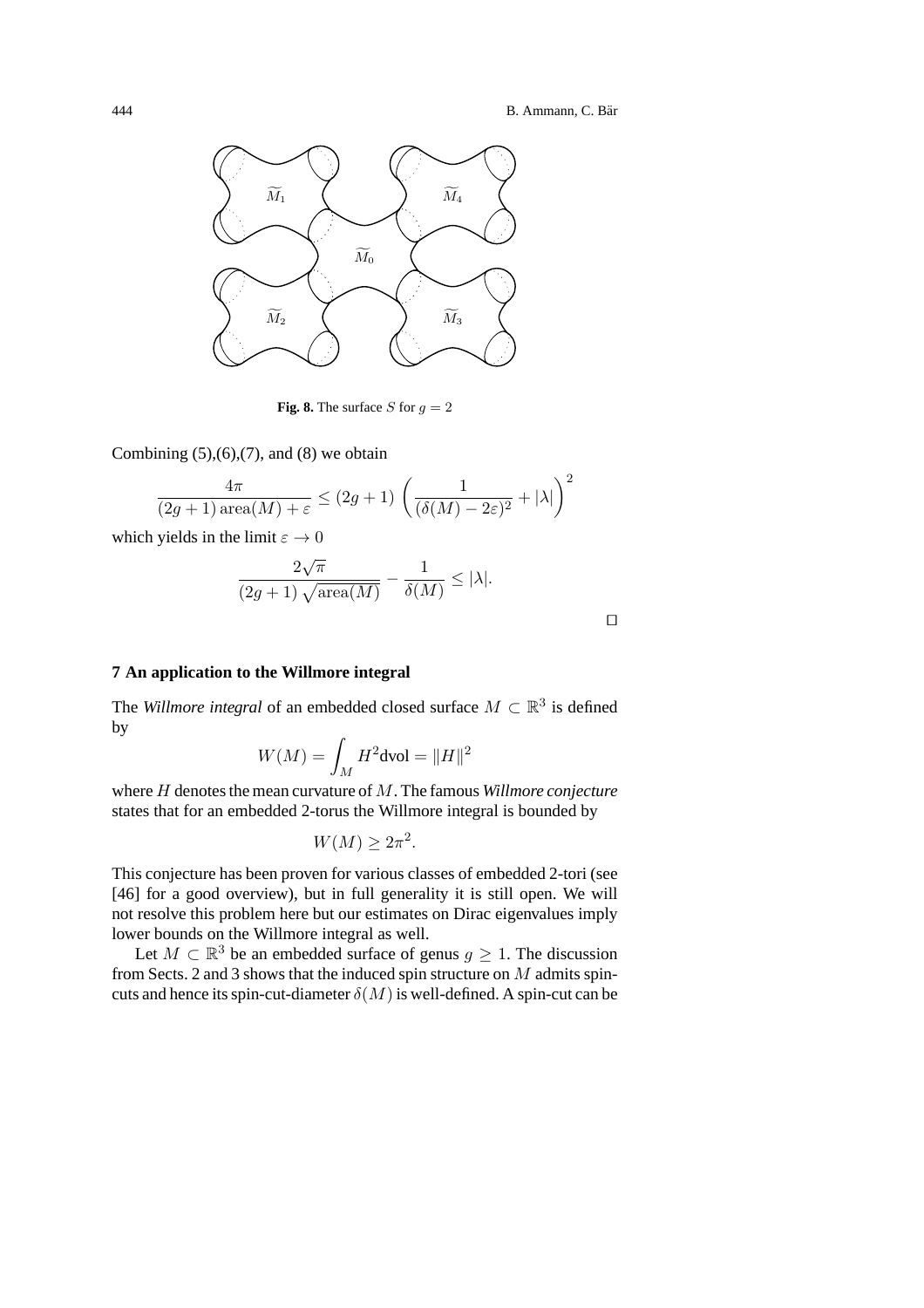**Fig. 8.** The surface $S$ for $g = 2$

Combining (5),(6),(7), and (8) we obtain

$$\frac{4\pi}{(2g+1)\,\mathrm{area}(M) + \varepsilon} \le (2g+1)\,\left(\frac{1}{(\delta(M) - 2\varepsilon)^2} + |\lambda|\right)^2$$

which yields in the limit $\varepsilon \to 0$

$$\frac{2\sqrt{\pi}}{(2g+1)\,\sqrt{\mathrm{area}(M)}} - \frac{1}{\delta(M)} \le |\lambda|.$$

$\square$

## 7 An application to the Willmore integral

The *Willmore integral* of an embedded closed surface $M \subset \mathbb{R}^3$ is defined by

$$W(M) = \int_M H^2 \mathrm{dvol} = \|H\|^2$$

where $H$ denotes the mean curvature of $M$. The famous *Willmore conjecture* states that for an embedded 2-torus the Willmore integral is bounded by

$$W(M) \ge 2\pi^2.$$

This conjecture has been proven for various classes of embedded 2-tori (see [46] for a good overview), but in full generality it is still open. We will not resolve this problem here but our estimates on Dirac eigenvalues imply lower bounds on the Willmore integral as well.

Let $M \subset \mathbb{R}^3$ be an embedded surface of genus $g \ge 1$. The discussion from Sects. 2 and 3 shows that the induced spin structure on $M$ admits spin-cuts and hence its spin-cut-diameter $\delta(M)$ is well-defined. A spin-cut can be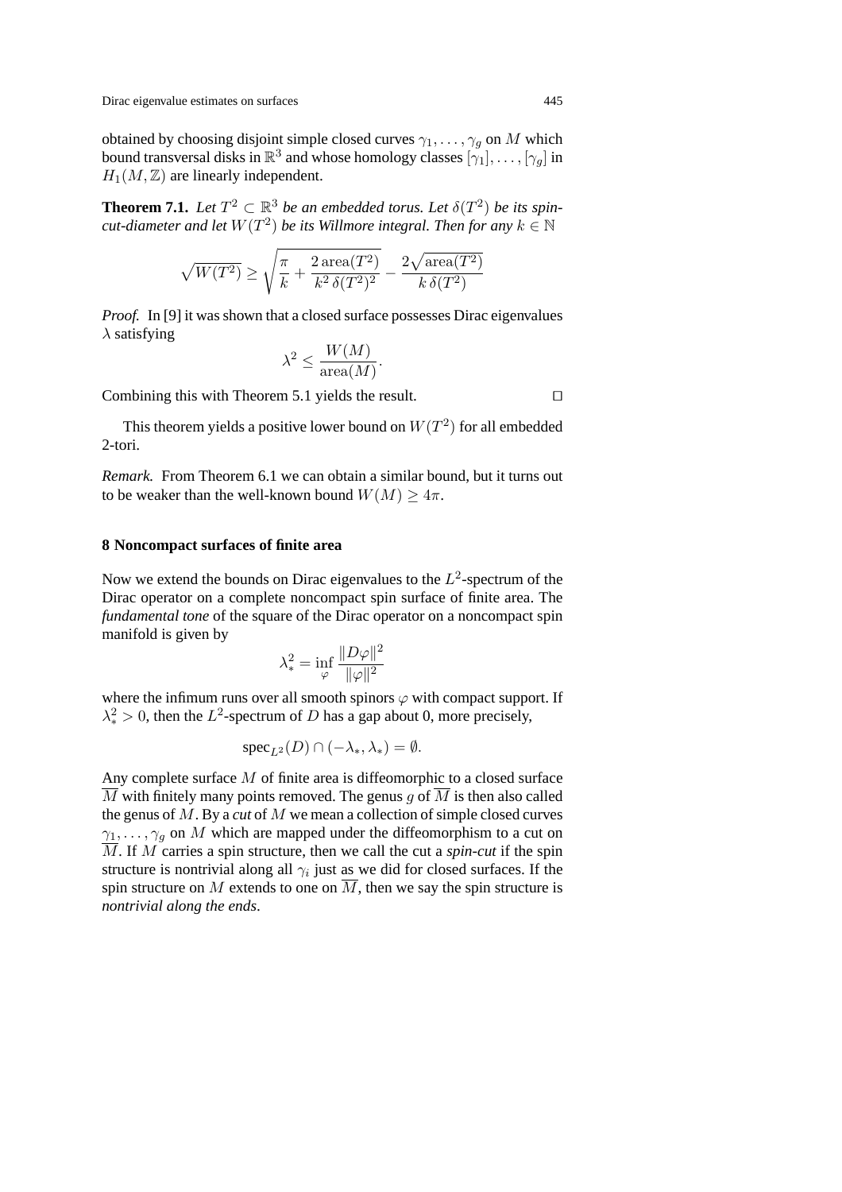obtained by choosing disjoint simple closed curves $\gamma_1, \dots, \gamma_g$ on $M$ which bound transversal disks in $\mathbb{R}^3$ and whose homology classes $[\gamma_1], \dots, [\gamma_g]$ in $H_1(M, \mathbb{Z})$ are linearly independent.

**Theorem 7.1.** *Let $T^2 \subset \mathbb{R}^3$ be an embedded torus. Let $\delta(T^2)$ be its spin-cut-diameter and let $W(T^2)$ be its Willmore integral. Then for any $k \in \mathbb{N}$*

$$\sqrt{W(T^2)} \geq \sqrt{\frac{\pi}{k} + \frac{2\,\mathrm{area}(T^2)}{k^2\,\delta(T^2)^2}} - \frac{2\sqrt{\mathrm{area}(T^2)}}{k\,\delta(T^2)}$$

*Proof.* In [9] it was shown that a closed surface possesses Dirac eigenvalues $\lambda$ satisfying

$$\lambda^2 \leq \frac{W(M)}{\mathrm{area}(M)}.$$

Combining this with Theorem 5.1 yields the result. □

This theorem yields a positive lower bound on $W(T^2)$ for all embedded 2-tori.

*Remark.* From Theorem 6.1 we can obtain a similar bound, but it turns out to be weaker than the well-known bound $W(M) \geq 4\pi$.

## 8 Noncompact surfaces of finite area

Now we extend the bounds on Dirac eigenvalues to the $L^2$-spectrum of the Dirac operator on a complete noncompact spin surface of finite area. The *fundamental tone* of the square of the Dirac operator on a noncompact spin manifold is given by

$$\lambda_*^2 = \inf_{\varphi} \frac{\|D\varphi\|^2}{\|\varphi\|^2}$$

where the infimum runs over all smooth spinors $\varphi$ with compact support. If $\lambda_*^2 > 0$, then the $L^2$-spectrum of $D$ has a gap about 0, more precisely,

$$\mathrm{spec}_{L^2}(D) \cap (-\lambda_*, \lambda_*) = \emptyset.$$

Any complete surface $M$ of finite area is diffeomorphic to a closed surface $\overline{M}$ with finitely many points removed. The genus $g$ of $\overline{M}$ is then also called the genus of $M$. By a *cut* of $M$ we mean a collection of simple closed curves $\gamma_1, \dots, \gamma_g$ on $M$ which are mapped under the diffeomorphism to a cut on $\overline{M}$. If $M$ carries a spin structure, then we call the cut a *spin-cut* if the spin structure is nontrivial along all $\gamma_i$ just as we did for closed surfaces. If the spin structure on $M$ extends to one on $\overline{M}$, then we say the spin structure is *nontrivial along the ends*.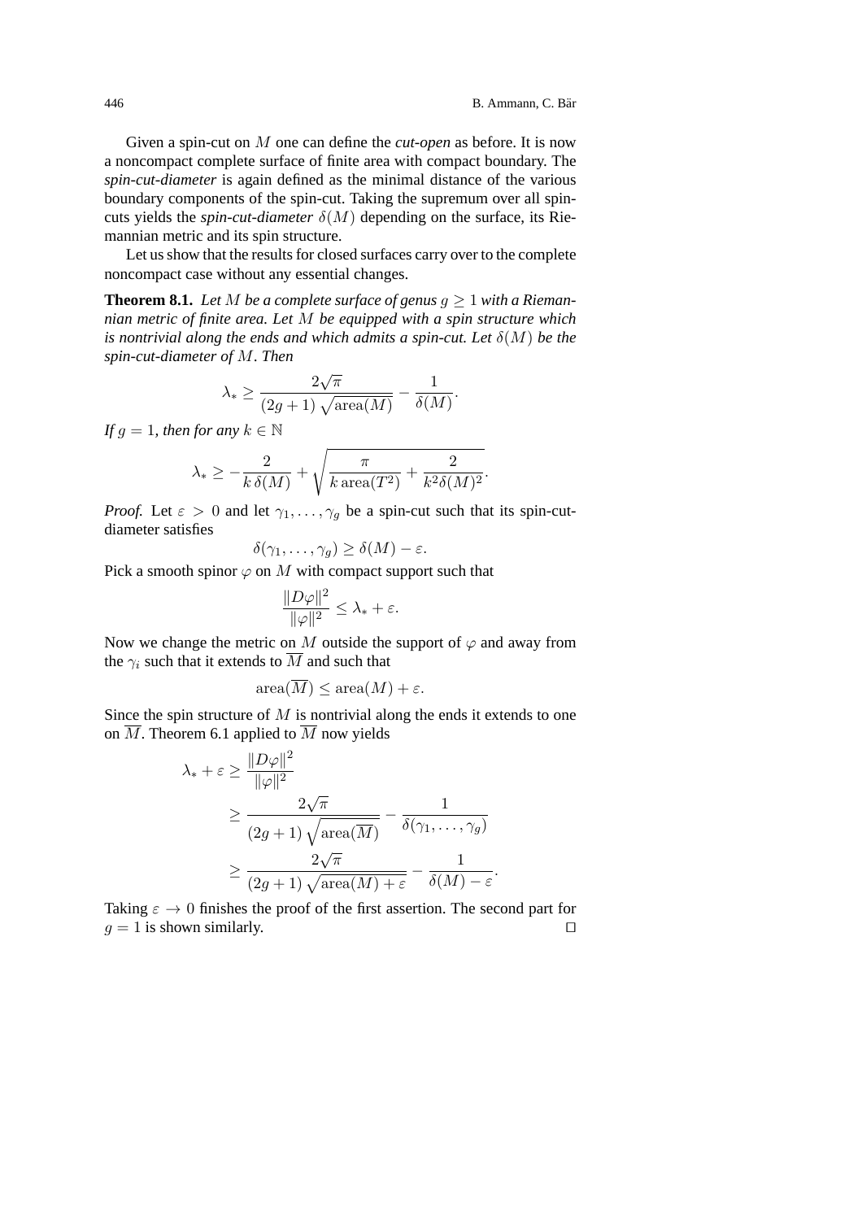Given a spin-cut on $M$ one can define the *cut-open* as before. It is now a noncompact complete surface of finite area with compact boundary. The *spin-cut-diameter* is again defined as the minimal distance of the various boundary components of the spin-cut. Taking the supremum over all spin-cuts yields the *spin-cut-diameter* $\delta(M)$ depending on the surface, its Riemannian metric and its spin structure.

Let us show that the results for closed surfaces carry over to the complete noncompact case without any essential changes.

**Theorem 8.1.** *Let $M$ be a complete surface of genus $g \geq 1$ with a Riemannian metric of finite area. Let $M$ be equipped with a spin structure which is nontrivial along the ends and which admits a spin-cut. Let $\delta(M)$ be the spin-cut-diameter of $M$. Then*

$$\lambda_* \geq \frac{2\sqrt{\pi}}{(2g+1)\sqrt{\operatorname{area}(M)}} - \frac{1}{\delta(M)}.$$

*If $g = 1$, then for any $k \in \mathbb{N}$*

$$\lambda_* \geq -\frac{2}{k\,\delta(M)} + \sqrt{\frac{\pi}{k\operatorname{area}(T^2)} + \frac{2}{k^2\delta(M)^2}}.$$

*Proof.* Let $\varepsilon > 0$ and let $\gamma_1, \ldots, \gamma_g$ be a spin-cut such that its spin-cut-diameter satisfies

$$\delta(\gamma_1, \ldots, \gamma_g) \geq \delta(M) - \varepsilon.$$

Pick a smooth spinor $\varphi$ on $M$ with compact support such that

$$\frac{\|D\varphi\|^2}{\|\varphi\|^2} \leq \lambda_* + \varepsilon.$$

Now we change the metric on $M$ outside the support of $\varphi$ and away from the $\gamma_i$ such that it extends to $\overline{M}$ and such that

$$\operatorname{area}(\overline{M}) \leq \operatorname{area}(M) + \varepsilon.$$

Since the spin structure of $M$ is nontrivial along the ends it extends to one on $\overline{M}$. Theorem 6.1 applied to $\overline{M}$ now yields

$$\begin{aligned}
\lambda_* + \varepsilon &\geq \frac{\|D\varphi\|^2}{\|\varphi\|^2} \\
&\geq \frac{2\sqrt{\pi}}{(2g+1)\sqrt{\operatorname{area}(\overline{M})}} - \frac{1}{\delta(\gamma_1, \ldots, \gamma_g)} \\
&\geq \frac{2\sqrt{\pi}}{(2g+1)\sqrt{\operatorname{area}(M) + \varepsilon}} - \frac{1}{\delta(M) - \varepsilon}.
\end{aligned}$$

Taking $\varepsilon \to 0$ finishes the proof of the first assertion. The second part for $g = 1$ is shown similarly. □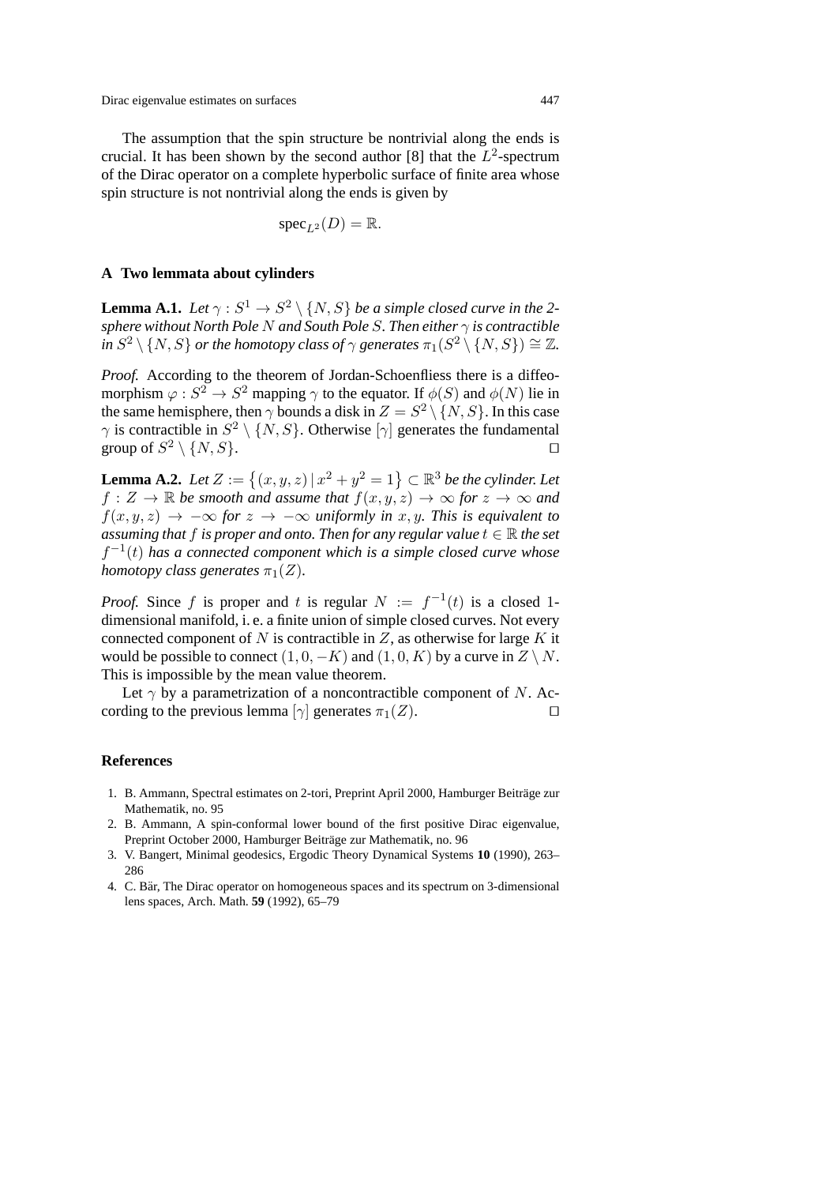The assumption that the spin structure be nontrivial along the ends is crucial. It has been shown by the second author [8] that the $L^2$-spectrum of the Dirac operator on a complete hyperbolic surface of finite area whose spin structure is not nontrivial along the ends is given by

$$\mathrm{spec}_{L^2}(D) = \mathbb{R}.$$

## A Two lemmata about cylinders

**Lemma A.1.** *Let $\gamma : S^1 \to S^2 \setminus \{N, S\}$ be a simple closed curve in the 2-sphere without North Pole $N$ and South Pole $S$. Then either $\gamma$ is contractible in $S^2 \setminus \{N, S\}$ or the homotopy class of $\gamma$ generates $\pi_1(S^2 \setminus \{N, S\}) \cong \mathbb{Z}$.*

*Proof.* According to the theorem of Jordan-Schoenfliess there is a diffeomorphism $\varphi : S^2 \to S^2$ mapping $\gamma$ to the equator. If $\phi(S)$ and $\phi(N)$ lie in the same hemisphere, then $\gamma$ bounds a disk in $Z = S^2 \setminus \{N, S\}$. In this case $\gamma$ is contractible in $S^2 \setminus \{N, S\}$. Otherwise $[\gamma]$ generates the fundamental group of $S^2 \setminus \{N, S\}$. □

**Lemma A.2.** *Let $Z := \{(x, y, z) \,|\, x^2 + y^2 = 1\} \subset \mathbb{R}^3$ be the cylinder. Let $f : Z \to \mathbb{R}$ be smooth and assume that $f(x, y, z) \to \infty$ for $z \to \infty$ and $f(x, y, z) \to -\infty$ for $z \to -\infty$ uniformly in $x, y$. This is equivalent to assuming that $f$ is proper and onto. Then for any regular value $t \in \mathbb{R}$ the set $f^{-1}(t)$ has a connected component which is a simple closed curve whose homotopy class generates $\pi_1(Z)$.*

*Proof.* Since $f$ is proper and $t$ is regular $N := f^{-1}(t)$ is a closed 1-dimensional manifold, i. e. a finite union of simple closed curves. Not every connected component of $N$ is contractible in $Z$, as otherwise for large $K$ it would be possible to connect $(1, 0, -K)$ and $(1, 0, K)$ by a curve in $Z \setminus N$. This is impossible by the mean value theorem.

Let $\gamma$ by a parametrization of a noncontractible component of $N$. According to the previous lemma $[\gamma]$ generates $\pi_1(Z)$. □

## References

1. B. Ammann, Spectral estimates on 2-tori, Preprint April 2000, Hamburger Beiträge zur Mathematik, no. 95
2. B. Ammann, A spin-conformal lower bound of the first positive Dirac eigenvalue, Preprint October 2000, Hamburger Beiträge zur Mathematik, no. 96
3. V. Bangert, Minimal geodesics, Ergodic Theory Dynamical Systems **10** (1990), 263–286
4. C. Bär, The Dirac operator on homogeneous spaces and its spectrum on 3-dimensional lens spaces, Arch. Math. **59** (1992), 65–79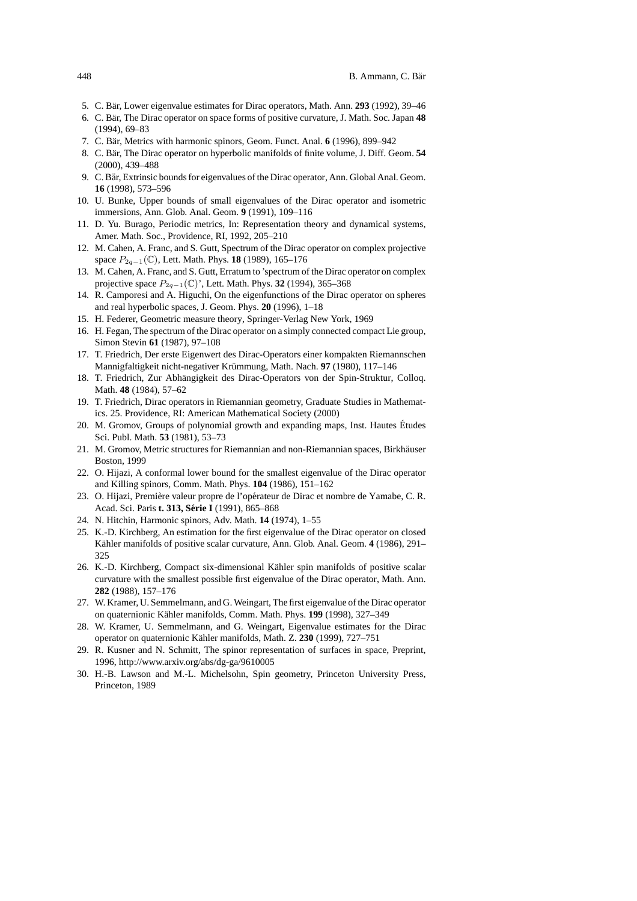5. C. Bär, Lower eigenvalue estimates for Dirac operators, Math. Ann. **293** (1992), 39–46
6. C. Bär, The Dirac operator on space forms of positive curvature, J. Math. Soc. Japan **48** (1994), 69–83
7. C. Bär, Metrics with harmonic spinors, Geom. Funct. Anal. **6** (1996), 899–942
8. C. Bär, The Dirac operator on hyperbolic manifolds of finite volume, J. Diff. Geom. **54** (2000), 439–488
9. C. Bär, Extrinsic bounds for eigenvalues of the Dirac operator, Ann. Global Anal. Geom. **16** (1998), 573–596
10. U. Bunke, Upper bounds of small eigenvalues of the Dirac operator and isometric immersions, Ann. Glob. Anal. Geom. **9** (1991), 109–116
11. D. Yu. Burago, Periodic metrics, In: Representation theory and dynamical systems, Amer. Math. Soc., Providence, RI, 1992, 205–210
12. M. Cahen, A. Franc, and S. Gutt, Spectrum of the Dirac operator on complex projective space $P_{2q-1}(\mathbb{C})$, Lett. Math. Phys. **18** (1989), 165–176
13. M. Cahen, A. Franc, and S. Gutt, Erratum to 'spectrum of the Dirac operator on complex projective space $P_{2q-1}(\mathbb{C})$', Lett. Math. Phys. **32** (1994), 365–368
14. R. Camporesi and A. Higuchi, On the eigenfunctions of the Dirac operator on spheres and real hyperbolic spaces, J. Geom. Phys. **20** (1996), 1–18
15. H. Federer, Geometric measure theory, Springer-Verlag New York, 1969
16. H. Fegan, The spectrum of the Dirac operator on a simply connected compact Lie group, Simon Stevin **61** (1987), 97–108
17. T. Friedrich, Der erste Eigenwert des Dirac-Operators einer kompakten Riemannschen Mannigfaltigkeit nicht-negativer Krümmung, Math. Nach. **97** (1980), 117–146
18. T. Friedrich, Zur Abhängigkeit des Dirac-Operators von der Spin-Struktur, Colloq. Math. **48** (1984), 57–62
19. T. Friedrich, Dirac operators in Riemannian geometry, Graduate Studies in Mathematics. 25. Providence, RI: American Mathematical Society (2000)
20. M. Gromov, Groups of polynomial growth and expanding maps, Inst. Hautes Études Sci. Publ. Math. **53** (1981), 53–73
21. M. Gromov, Metric structures for Riemannian and non-Riemannian spaces, Birkhäuser Boston, 1999
22. O. Hijazi, A conformal lower bound for the smallest eigenvalue of the Dirac operator and Killing spinors, Comm. Math. Phys. **104** (1986), 151–162
23. O. Hijazi, Première valeur propre de l'opérateur de Dirac et nombre de Yamabe, C. R. Acad. Sci. Paris **t. 313, Série I** (1991), 865–868
24. N. Hitchin, Harmonic spinors, Adv. Math. **14** (1974), 1–55
25. K.-D. Kirchberg, An estimation for the first eigenvalue of the Dirac operator on closed Kähler manifolds of positive scalar curvature, Ann. Glob. Anal. Geom. **4** (1986), 291–325
26. K.-D. Kirchberg, Compact six-dimensional Kähler spin manifolds of positive scalar curvature with the smallest possible first eigenvalue of the Dirac operator, Math. Ann. **282** (1988), 157–176
27. W. Kramer, U. Semmelmann, and G. Weingart, The first eigenvalue of the Dirac operator on quaternionic Kähler manifolds, Comm. Math. Phys. **199** (1998), 327–349
28. W. Kramer, U. Semmelmann, and G. Weingart, Eigenvalue estimates for the Dirac operator on quaternionic Kähler manifolds, Math. Z. **230** (1999), 727–751
29. R. Kusner and N. Schmitt, The spinor representation of surfaces in space, Preprint, 1996, http://www.arxiv.org/abs/dg-ga/9610005
30. H.-B. Lawson and M.-L. Michelsohn, Spin geometry, Princeton University Press, Princeton, 1989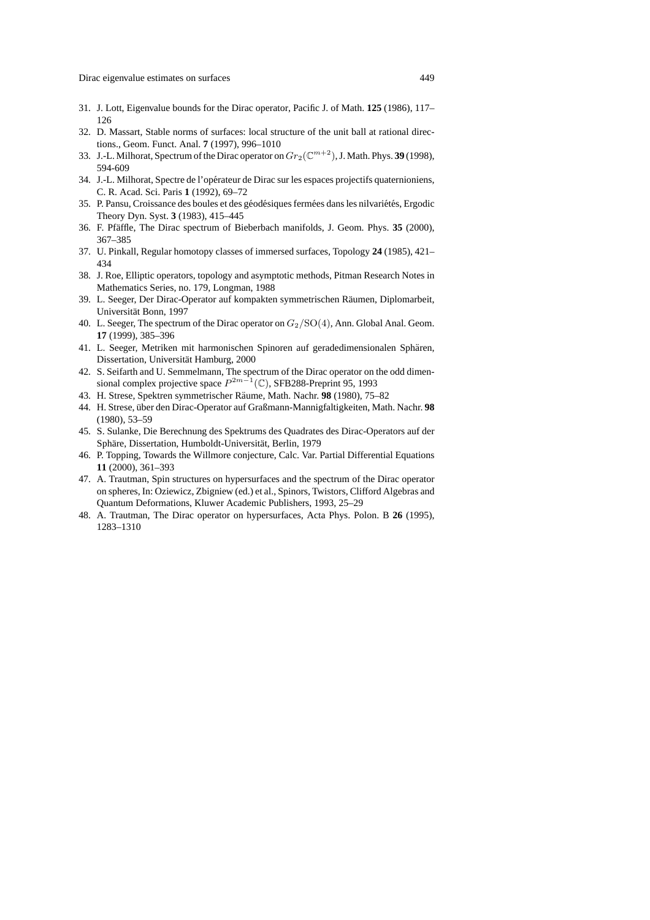31. J. Lott, Eigenvalue bounds for the Dirac operator, Pacific J. of Math. **125** (1986), 117–126
32. D. Massart, Stable norms of surfaces: local structure of the unit ball at rational directions., Geom. Funct. Anal. **7** (1997), 996–1010
33. J.-L. Milhorat, Spectrum of the Dirac operator on $Gr_2(\mathbb{C}^{m+2})$, J. Math. Phys. **39** (1998), 594-609
34. J.-L. Milhorat, Spectre de l'opérateur de Dirac sur les espaces projectifs quaternioniens, C. R. Acad. Sci. Paris **1** (1992), 69–72
35. P. Pansu, Croissance des boules et des géodésiques fermées dans les nilvariétés, Ergodic Theory Dyn. Syst. **3** (1983), 415–445
36. F. Pfäffle, The Dirac spectrum of Bieberbach manifolds, J. Geom. Phys. **35** (2000), 367–385
37. U. Pinkall, Regular homotopy classes of immersed surfaces, Topology **24** (1985), 421–434
38. J. Roe, Elliptic operators, topology and asymptotic methods, Pitman Research Notes in Mathematics Series, no. 179, Longman, 1988
39. L. Seeger, Der Dirac-Operator auf kompakten symmetrischen Räumen, Diplomarbeit, Universität Bonn, 1997
40. L. Seeger, The spectrum of the Dirac operator on $G_2/\mathrm{SO}(4)$, Ann. Global Anal. Geom. **17** (1999), 385–396
41. L. Seeger, Metriken mit harmonischen Spinoren auf geradedimensionalen Sphären, Dissertation, Universität Hamburg, 2000
42. S. Seifarth and U. Semmelmann, The spectrum of the Dirac operator on the odd dimensional complex projective space $P^{2m-1}(\mathbb{C})$, SFB288-Preprint 95, 1993
43. H. Strese, Spektren symmetrischer Räume, Math. Nachr. **98** (1980), 75–82
44. H. Strese, über den Dirac-Operator auf Graßmann-Mannigfaltigkeiten, Math. Nachr. **98** (1980), 53–59
45. S. Sulanke, Die Berechnung des Spektrums des Quadrates des Dirac-Operators auf der Sphäre, Dissertation, Humboldt-Universität, Berlin, 1979
46. P. Topping, Towards the Willmore conjecture, Calc. Var. Partial Differential Equations **11** (2000), 361–393
47. A. Trautman, Spin structures on hypersurfaces and the spectrum of the Dirac operator on spheres, In: Oziewicz, Zbigniew (ed.) et al., Spinors, Twistors, Clifford Algebras and Quantum Deformations, Kluwer Academic Publishers, 1993, 25–29
48. A. Trautman, The Dirac operator on hypersurfaces, Acta Phys. Polon. B **26** (1995), 1283–1310